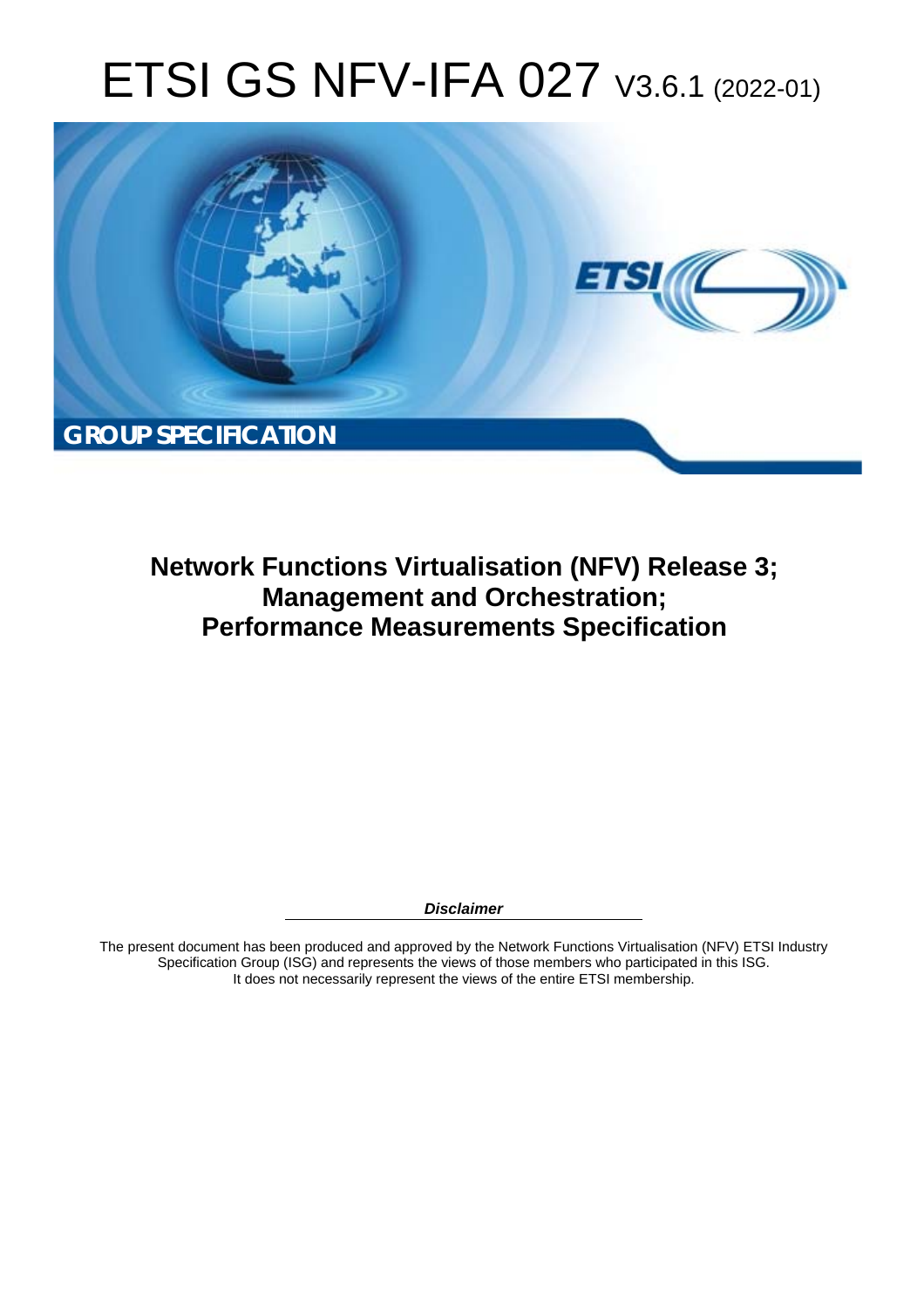# ETSI GS NFV-IFA 027 V3.6.1 (2022-01)

**GROUP SPECIFICATION**

## Network Functions Virtualisation (NFV) Release 3; Management and Orchestration; Performance Measurements Specification

***Disclaimer***

The present document has been produced and approved by the Network Functions Virtualisation (NFV) ETSI Industry Specification Group (ISG) and represents the views of those members who participated in this ISG.
It does not necessarily represent the views of the entire ETSI membership.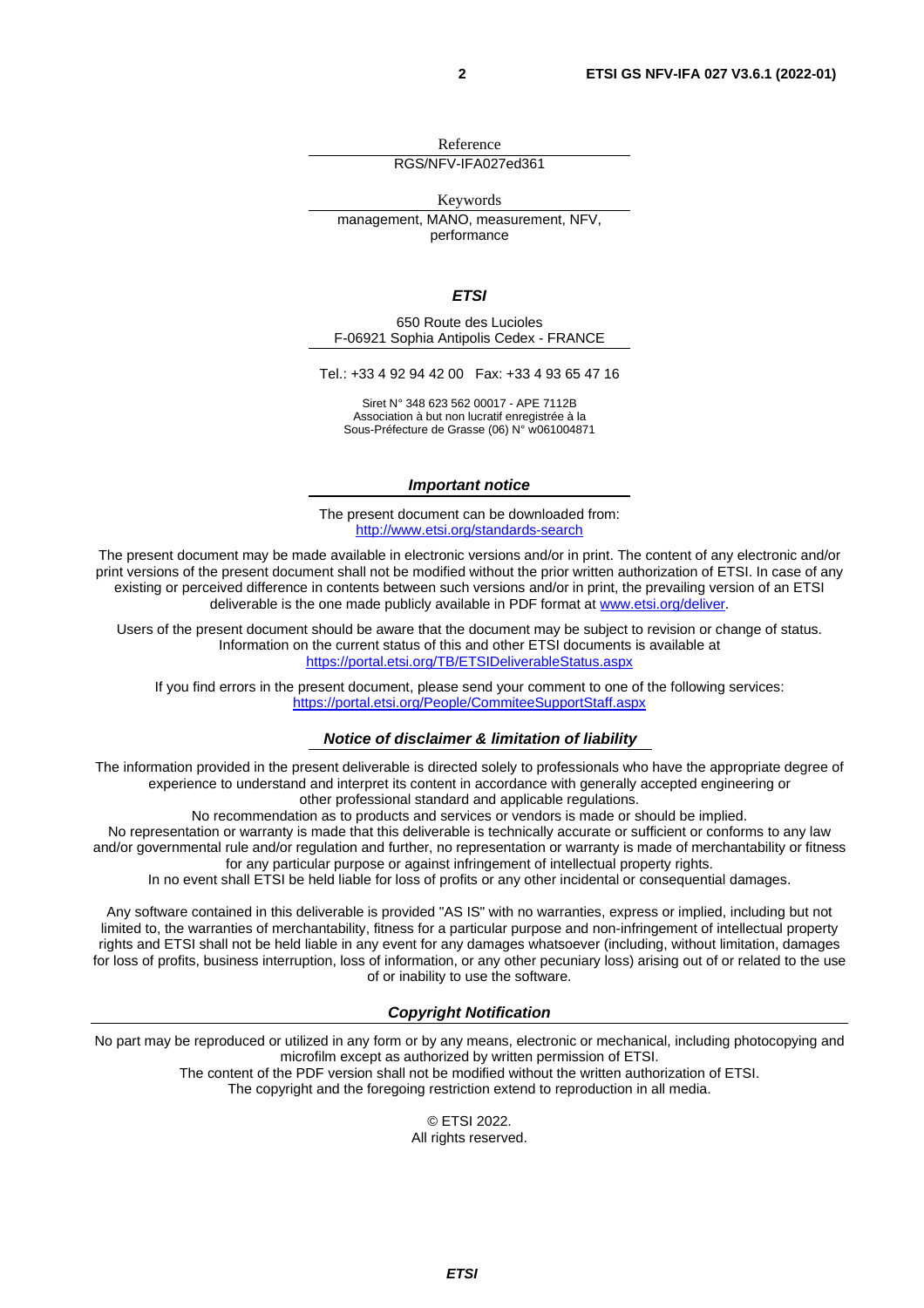Reference

RGS/NFV-IFA027ed361

Keywords

management, MANO, measurement, NFV, performance

***ETSI***

650 Route des Lucioles
F-06921 Sophia Antipolis Cedex - FRANCE

Tel.: +33 4 92 94 42 00   Fax: +33 4 93 65 47 16

Siret N° 348 623 562 00017 - APE 7112B
Association à but non lucratif enregistrée à la
Sous-Préfecture de Grasse (06) N° w061004871

***Important notice***

The present document can be downloaded from:
http://www.etsi.org/standards-search

The present document may be made available in electronic versions and/or in print. The content of any electronic and/or print versions of the present document shall not be modified without the prior written authorization of ETSI. In case of any existing or perceived difference in contents between such versions and/or in print, the prevailing version of an ETSI deliverable is the one made publicly available in PDF format at www.etsi.org/deliver.

Users of the present document should be aware that the document may be subject to revision or change of status. Information on the current status of this and other ETSI documents is available at
https://portal.etsi.org/TB/ETSIDeliverableStatus.aspx

If you find errors in the present document, please send your comment to one of the following services:
https://portal.etsi.org/People/CommiteeSupportStaff.aspx

***Notice of disclaimer & limitation of liability***

The information provided in the present deliverable is directed solely to professionals who have the appropriate degree of experience to understand and interpret its content in accordance with generally accepted engineering or other professional standard and applicable regulations.
No recommendation as to products and services or vendors is made or should be implied.
No representation or warranty is made that this deliverable is technically accurate or sufficient or conforms to any law and/or governmental rule and/or regulation and further, no representation or warranty is made of merchantability or fitness for any particular purpose or against infringement of intellectual property rights.
In no event shall ETSI be held liable for loss of profits or any other incidental or consequential damages.

Any software contained in this deliverable is provided "AS IS" with no warranties, express or implied, including but not limited to, the warranties of merchantability, fitness for a particular purpose and non-infringement of intellectual property rights and ETSI shall not be held liable in any event for any damages whatsoever (including, without limitation, damages for loss of profits, business interruption, loss of information, or any other pecuniary loss) arising out of or related to the use of or inability to use the software.

***Copyright Notification***

No part may be reproduced or utilized in any form or by any means, electronic or mechanical, including photocopying and microfilm except as authorized by written permission of ETSI.
The content of the PDF version shall not be modified without the written authorization of ETSI.
The copyright and the foregoing restriction extend to reproduction in all media.

© ETSI 2022.
All rights reserved.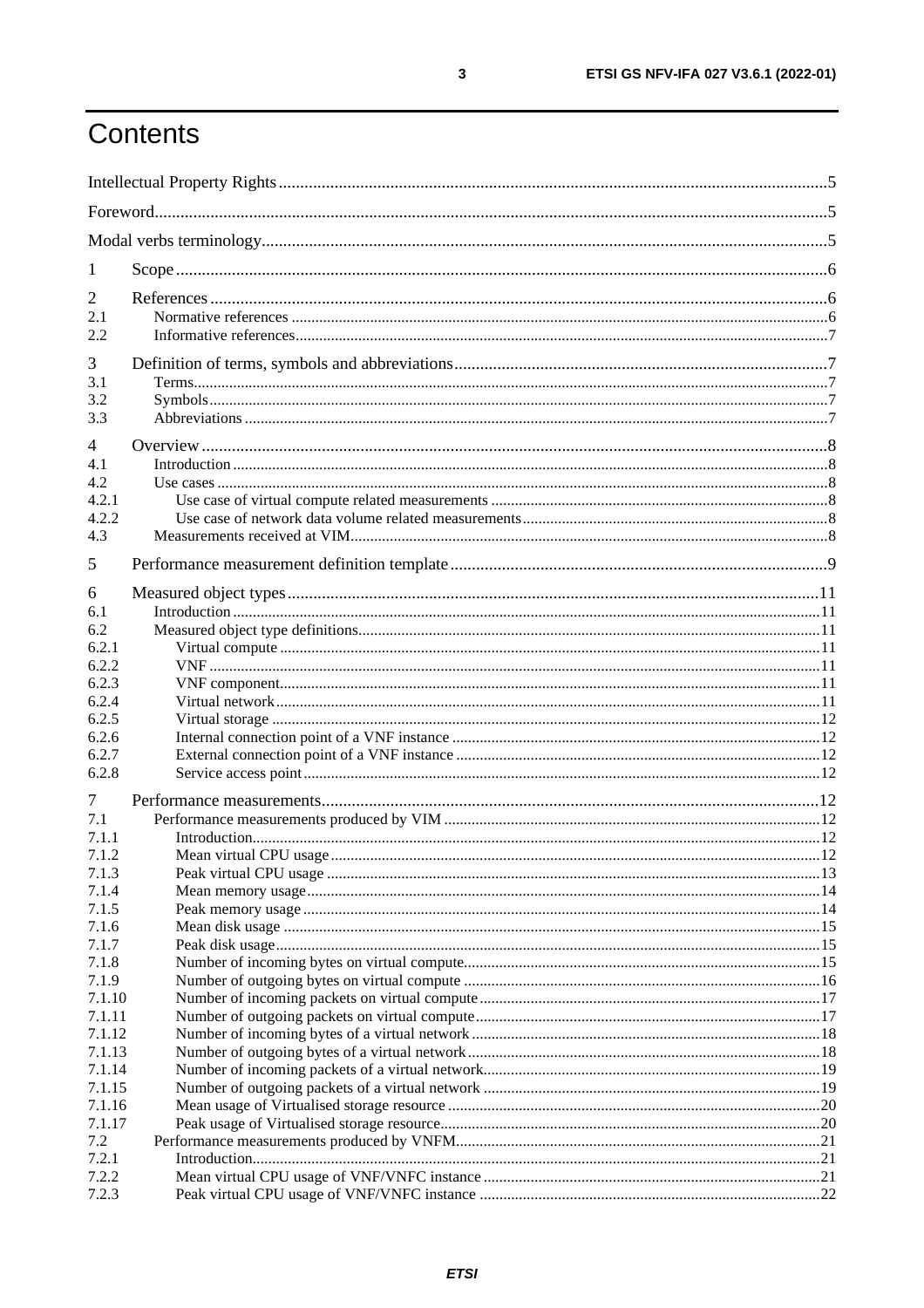# Contents

Intellectual Property Rights .......... 5
Foreword .......... 5
Modal verbs terminology .......... 5

1 Scope .......... 6

2 References .......... 6
2.1 Normative references .......... 6
2.2 Informative references .......... 7

3 Definition of terms, symbols and abbreviations .......... 7
3.1 Terms .......... 7
3.2 Symbols .......... 7
3.3 Abbreviations .......... 7

4 Overview .......... 8
4.1 Introduction .......... 8
4.2 Use cases .......... 8
4.2.1 Use case of virtual compute related measurements .......... 8
4.2.2 Use case of network data volume related measurements .......... 8
4.3 Measurements received at VIM .......... 8

5 Performance measurement definition template .......... 9

6 Measured object types .......... 11
6.1 Introduction .......... 11
6.2 Measured object type definitions .......... 11
6.2.1 Virtual compute .......... 11
6.2.2 VNF .......... 11
6.2.3 VNF component .......... 11
6.2.4 Virtual network .......... 11
6.2.5 Virtual storage .......... 12
6.2.6 Internal connection point of a VNF instance .......... 12
6.2.7 External connection point of a VNF instance .......... 12
6.2.8 Service access point .......... 12

7 Performance measurements .......... 12
7.1 Performance measurements produced by VIM .......... 12
7.1.1 Introduction .......... 12
7.1.2 Mean virtual CPU usage .......... 12
7.1.3 Peak virtual CPU usage .......... 13
7.1.4 Mean memory usage .......... 14
7.1.5 Peak memory usage .......... 14
7.1.6 Mean disk usage .......... 15
7.1.7 Peak disk usage .......... 15
7.1.8 Number of incoming bytes on virtual compute .......... 15
7.1.9 Number of outgoing bytes on virtual compute .......... 16
7.1.10 Number of incoming packets on virtual compute .......... 17
7.1.11 Number of outgoing packets on virtual compute .......... 17
7.1.12 Number of incoming bytes of a virtual network .......... 18
7.1.13 Number of outgoing bytes of a virtual network .......... 18
7.1.14 Number of incoming packets of a virtual network .......... 19
7.1.15 Number of outgoing packets of a virtual network .......... 19
7.1.16 Mean usage of Virtualised storage resource .......... 20
7.1.17 Peak usage of Virtualised storage resource .......... 20
7.2 Performance measurements produced by VNFM .......... 21
7.2.1 Introduction .......... 21
7.2.2 Mean virtual CPU usage of VNF/VNFC instance .......... 21
7.2.3 Peak virtual CPU usage of VNF/VNFC instance .......... 22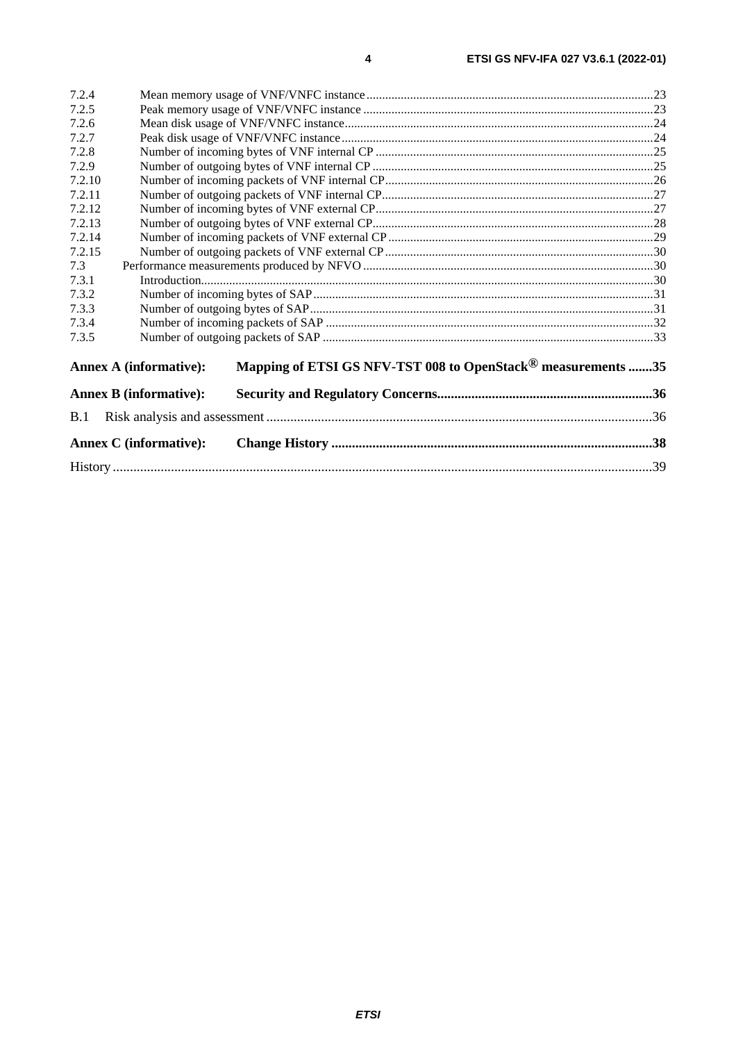7.2.4 Mean memory usage of VNF/VNFC instance ... 23
7.2.5 Peak memory usage of VNF/VNFC instance ... 23
7.2.6 Mean disk usage of VNF/VNFC instance ... 24
7.2.7 Peak disk usage of VNF/VNFC instance ... 24
7.2.8 Number of incoming bytes of VNF internal CP ... 25
7.2.9 Number of outgoing bytes of VNF internal CP ... 25
7.2.10 Number of incoming packets of VNF internal CP ... 26
7.2.11 Number of outgoing packets of VNF internal CP ... 27
7.2.12 Number of incoming bytes of VNF external CP ... 27
7.2.13 Number of outgoing bytes of VNF external CP ... 28
7.2.14 Number of incoming packets of VNF external CP ... 29
7.2.15 Number of outgoing packets of VNF external CP ... 30
7.3 Performance measurements produced by NFVO ... 30
7.3.1 Introduction ... 30
7.3.2 Number of incoming bytes of SAP ... 31
7.3.3 Number of outgoing bytes of SAP ... 31
7.3.4 Number of incoming packets of SAP ... 32
7.3.5 Number of outgoing packets of SAP ... 33

**Annex A (informative): Mapping of ETSI GS NFV-TST 008 to OpenStack® measurements ... 35**

**Annex B (informative): Security and Regulatory Concerns ... 36**

B.1 Risk analysis and assessment ... 36

**Annex C (informative): Change History ... 38**

History ... 39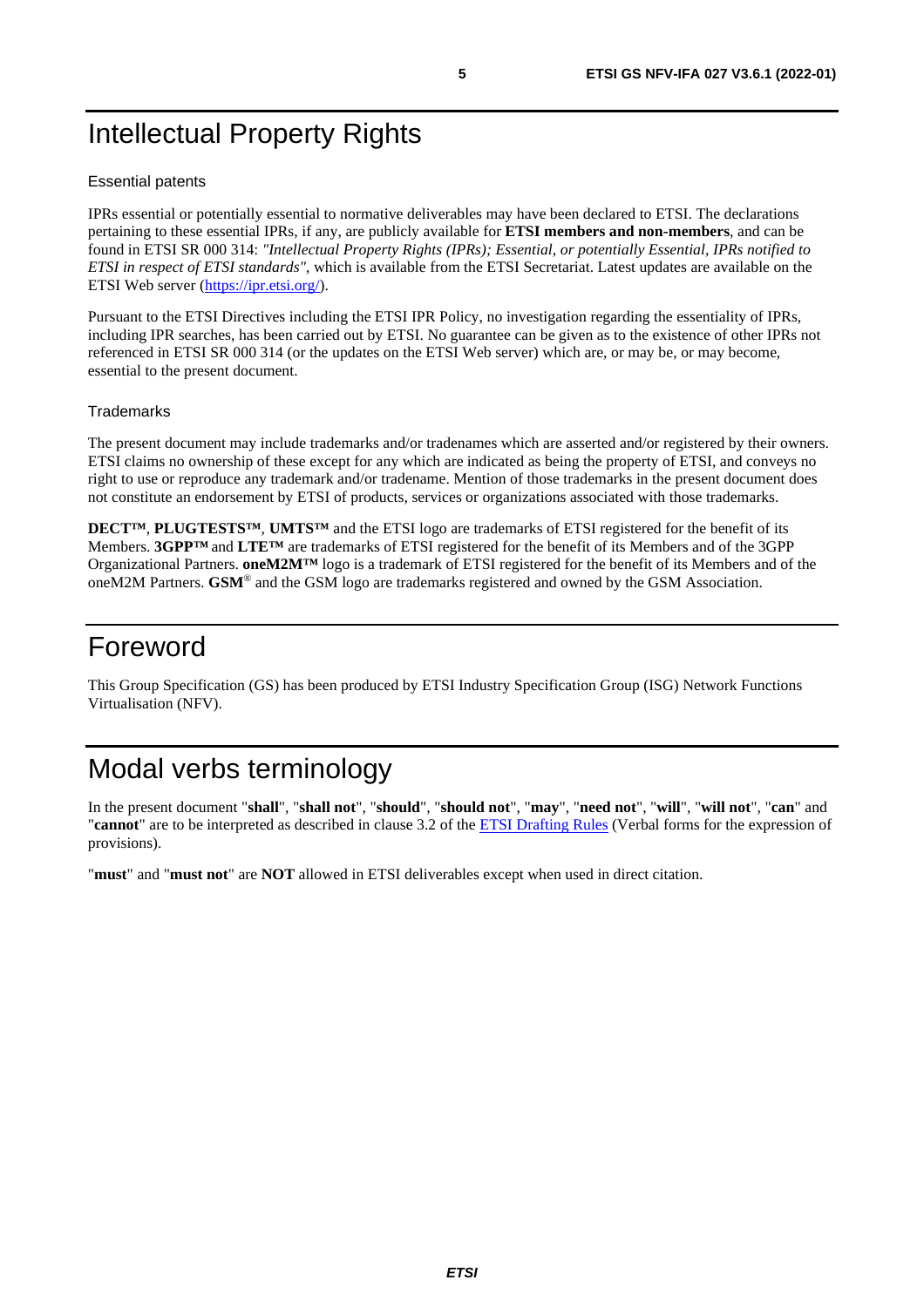# Intellectual Property Rights

### Essential patents

IPRs essential or potentially essential to normative deliverables may have been declared to ETSI. The declarations pertaining to these essential IPRs, if any, are publicly available for **ETSI members and non-members**, and can be found in ETSI SR 000 314: *"Intellectual Property Rights (IPRs); Essential, or potentially Essential, IPRs notified to ETSI in respect of ETSI standards"*, which is available from the ETSI Secretariat. Latest updates are available on the ETSI Web server (https://ipr.etsi.org/).

Pursuant to the ETSI Directives including the ETSI IPR Policy, no investigation regarding the essentiality of IPRs, including IPR searches, has been carried out by ETSI. No guarantee can be given as to the existence of other IPRs not referenced in ETSI SR 000 314 (or the updates on the ETSI Web server) which are, or may be, or may become, essential to the present document.

### Trademarks

The present document may include trademarks and/or tradenames which are asserted and/or registered by their owners. ETSI claims no ownership of these except for any which are indicated as being the property of ETSI, and conveys no right to use or reproduce any trademark and/or tradename. Mention of those trademarks in the present document does not constitute an endorsement by ETSI of products, services or organizations associated with those trademarks.

**DECT™**, **PLUGTESTS™**, **UMTS™** and the ETSI logo are trademarks of ETSI registered for the benefit of its Members. **3GPP™** and **LTE™** are trademarks of ETSI registered for the benefit of its Members and of the 3GPP Organizational Partners. **oneM2M™** logo is a trademark of ETSI registered for the benefit of its Members and of the oneM2M Partners. **GSM**® and the GSM logo are trademarks registered and owned by the GSM Association.

# Foreword

This Group Specification (GS) has been produced by ETSI Industry Specification Group (ISG) Network Functions Virtualisation (NFV).

# Modal verbs terminology

In the present document "**shall**", "**shall not**", "**should**", "**should not**", "**may**", "**need not**", "**will**", "**will not**", "**can**" and "**cannot**" are to be interpreted as described in clause 3.2 of the ETSI Drafting Rules (Verbal forms for the expression of provisions).

"**must**" and "**must not**" are **NOT** allowed in ETSI deliverables except when used in direct citation.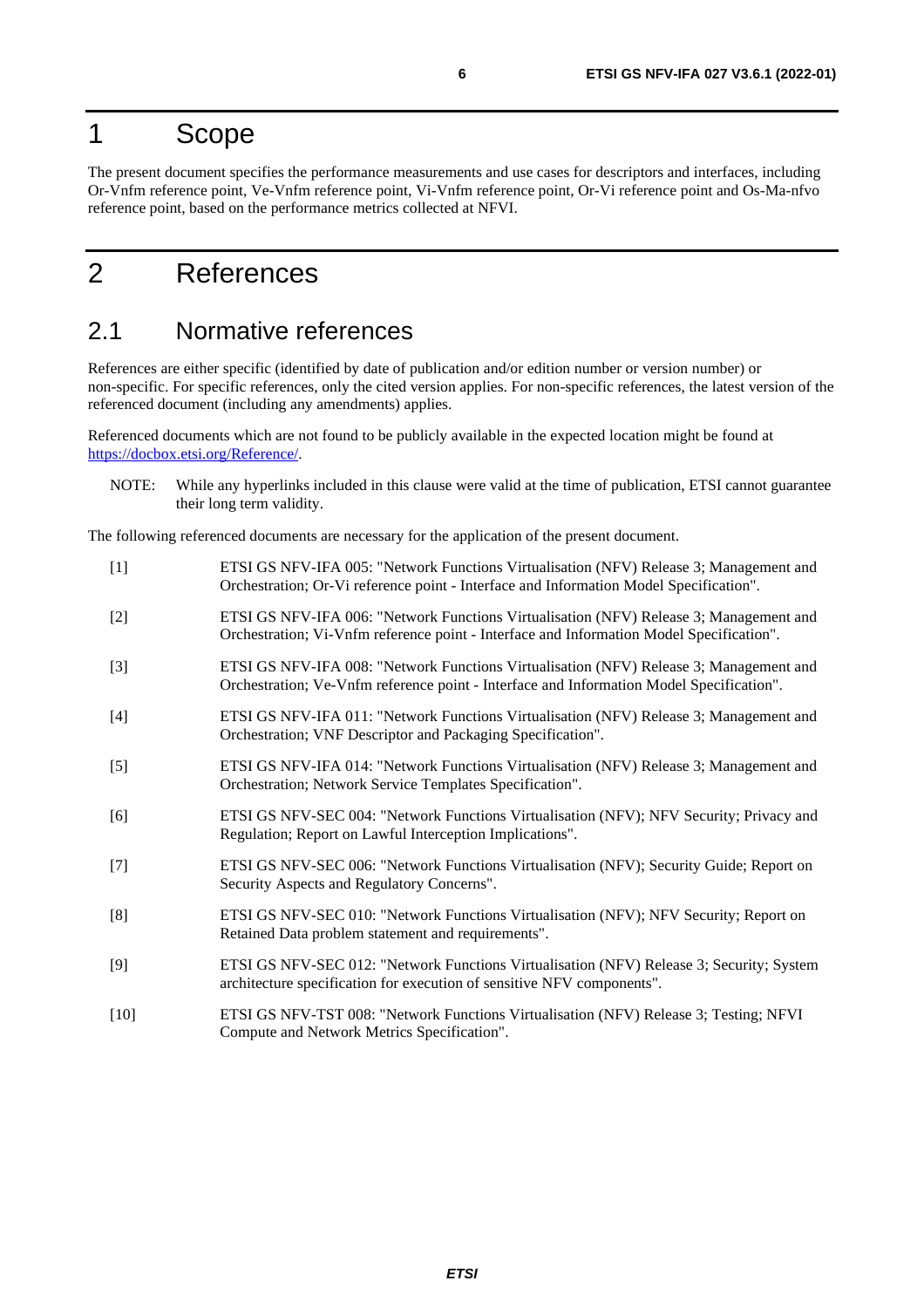# 1 Scope

The present document specifies the performance measurements and use cases for descriptors and interfaces, including Or-Vnfm reference point, Ve-Vnfm reference point, Vi-Vnfm reference point, Or-Vi reference point and Os-Ma-nfvo reference point, based on the performance metrics collected at NFVI.

# 2 References

## 2.1 Normative references

References are either specific (identified by date of publication and/or edition number or version number) or non-specific. For specific references, only the cited version applies. For non-specific references, the latest version of the referenced document (including any amendments) applies.

Referenced documents which are not found to be publicly available in the expected location might be found at https://docbox.etsi.org/Reference/.

NOTE: While any hyperlinks included in this clause were valid at the time of publication, ETSI cannot guarantee their long term validity.

The following referenced documents are necessary for the application of the present document.

[1] ETSI GS NFV-IFA 005: "Network Functions Virtualisation (NFV) Release 3; Management and Orchestration; Or-Vi reference point - Interface and Information Model Specification".

[2] ETSI GS NFV-IFA 006: "Network Functions Virtualisation (NFV) Release 3; Management and Orchestration; Vi-Vnfm reference point - Interface and Information Model Specification".

[3] ETSI GS NFV-IFA 008: "Network Functions Virtualisation (NFV) Release 3; Management and Orchestration; Ve-Vnfm reference point - Interface and Information Model Specification".

[4] ETSI GS NFV-IFA 011: "Network Functions Virtualisation (NFV) Release 3; Management and Orchestration; VNF Descriptor and Packaging Specification".

[5] ETSI GS NFV-IFA 014: "Network Functions Virtualisation (NFV) Release 3; Management and Orchestration; Network Service Templates Specification".

[6] ETSI GS NFV-SEC 004: "Network Functions Virtualisation (NFV); NFV Security; Privacy and Regulation; Report on Lawful Interception Implications".

[7] ETSI GS NFV-SEC 006: "Network Functions Virtualisation (NFV); Security Guide; Report on Security Aspects and Regulatory Concerns".

[8] ETSI GS NFV-SEC 010: "Network Functions Virtualisation (NFV); NFV Security; Report on Retained Data problem statement and requirements".

[9] ETSI GS NFV-SEC 012: "Network Functions Virtualisation (NFV) Release 3; Security; System architecture specification for execution of sensitive NFV components".

[10] ETSI GS NFV-TST 008: "Network Functions Virtualisation (NFV) Release 3; Testing; NFVI Compute and Network Metrics Specification".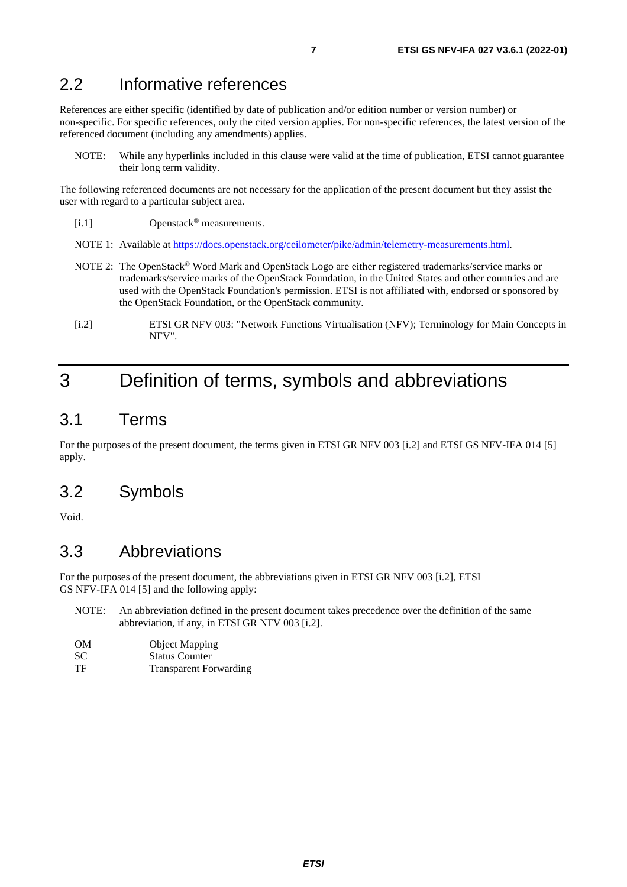## 2.2 Informative references

References are either specific (identified by date of publication and/or edition number or version number) or non-specific. For specific references, only the cited version applies. For non-specific references, the latest version of the referenced document (including any amendments) applies.

NOTE: While any hyperlinks included in this clause were valid at the time of publication, ETSI cannot guarantee their long term validity.

The following referenced documents are not necessary for the application of the present document but they assist the user with regard to a particular subject area.

[i.1] Openstack® measurements.

NOTE 1: Available at https://docs.openstack.org/ceilometer/pike/admin/telemetry-measurements.html.

NOTE 2: The OpenStack® Word Mark and OpenStack Logo are either registered trademarks/service marks or trademarks/service marks of the OpenStack Foundation, in the United States and other countries and are used with the OpenStack Foundation's permission. ETSI is not affiliated with, endorsed or sponsored by the OpenStack Foundation, or the OpenStack community.

[i.2] ETSI GR NFV 003: "Network Functions Virtualisation (NFV); Terminology for Main Concepts in NFV".

# 3 Definition of terms, symbols and abbreviations

## 3.1 Terms

For the purposes of the present document, the terms given in ETSI GR NFV 003 [i.2] and ETSI GS NFV-IFA 014 [5] apply.

## 3.2 Symbols

Void.

## 3.3 Abbreviations

For the purposes of the present document, the abbreviations given in ETSI GR NFV 003 [i.2], ETSI GS NFV-IFA 014 [5] and the following apply:

NOTE: An abbreviation defined in the present document takes precedence over the definition of the same abbreviation, if any, in ETSI GR NFV 003 [i.2].

OM Object Mapping
SC Status Counter
TF Transparent Forwarding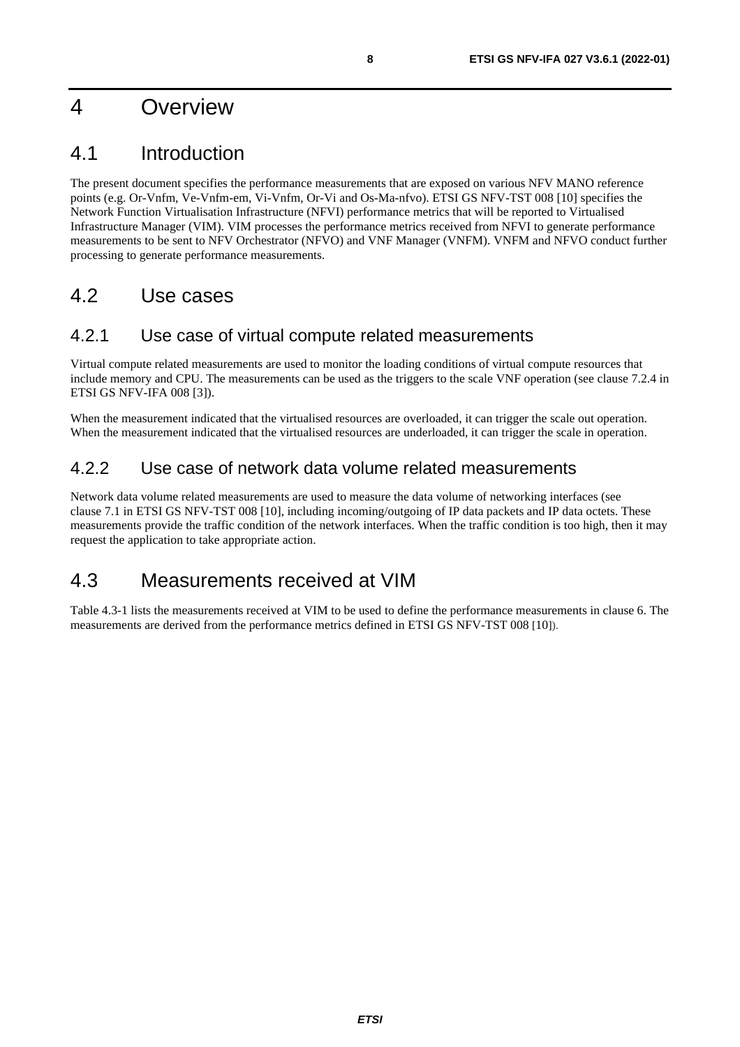# 4 Overview

## 4.1 Introduction

The present document specifies the performance measurements that are exposed on various NFV MANO reference points (e.g. Or-Vnfm, Ve-Vnfm-em, Vi-Vnfm, Or-Vi and Os-Ma-nfvo). ETSI GS NFV-TST 008 [10] specifies the Network Function Virtualisation Infrastructure (NFVI) performance metrics that will be reported to Virtualised Infrastructure Manager (VIM). VIM processes the performance metrics received from NFVI to generate performance measurements to be sent to NFV Orchestrator (NFVO) and VNF Manager (VNFM). VNFM and NFVO conduct further processing to generate performance measurements.

## 4.2 Use cases

### 4.2.1 Use case of virtual compute related measurements

Virtual compute related measurements are used to monitor the loading conditions of virtual compute resources that include memory and CPU. The measurements can be used as the triggers to the scale VNF operation (see clause 7.2.4 in ETSI GS NFV-IFA 008 [3]).

When the measurement indicated that the virtualised resources are overloaded, it can trigger the scale out operation. When the measurement indicated that the virtualised resources are underloaded, it can trigger the scale in operation.

### 4.2.2 Use case of network data volume related measurements

Network data volume related measurements are used to measure the data volume of networking interfaces (see clause 7.1 in ETSI GS NFV-TST 008 [10], including incoming/outgoing of IP data packets and IP data octets. These measurements provide the traffic condition of the network interfaces. When the traffic condition is too high, then it may request the application to take appropriate action.

## 4.3 Measurements received at VIM

Table 4.3-1 lists the measurements received at VIM to be used to define the performance measurements in clause 6. The measurements are derived from the performance metrics defined in ETSI GS NFV-TST 008 [10]).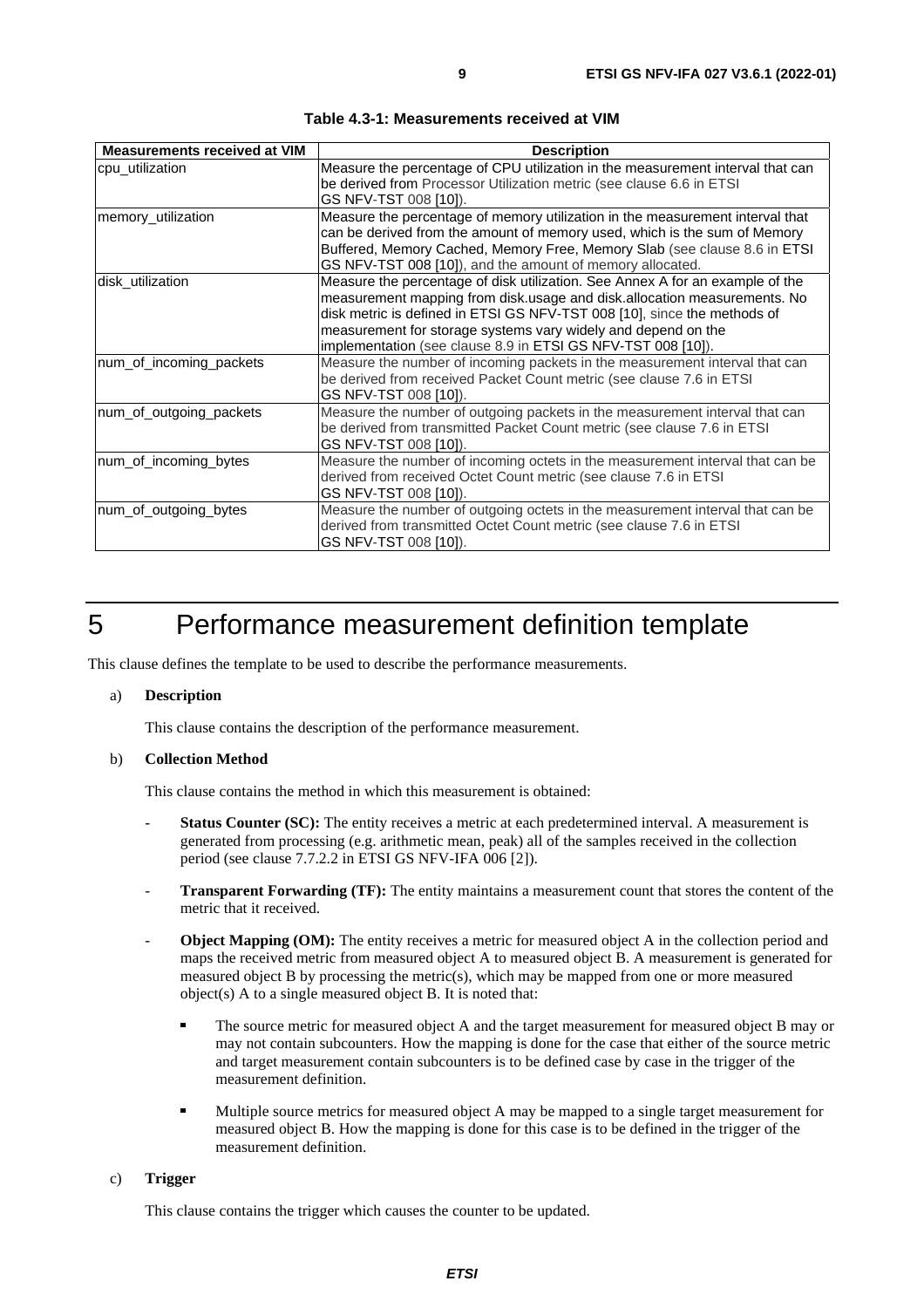**Table 4.3-1: Measurements received at VIM**

| Measurements received at VIM | Description |
| --- | --- |
| cpu_utilization | Measure the percentage of CPU utilization in the measurement interval that can be derived from Processor Utilization metric (see clause 6.6 in ETSI GS NFV-TST 008 [10]). |
| memory_utilization | Measure the percentage of memory utilization in the measurement interval that can be derived from the amount of memory used, which is the sum of Memory Buffered, Memory Cached, Memory Free, Memory Slab (see clause 8.6 in ETSI GS NFV-TST 008 [10]), and the amount of memory allocated. |
| disk_utilization | Measure the percentage of disk utilization. See Annex A for an example of the measurement mapping from disk.usage and disk.allocation measurements. No disk metric is defined in ETSI GS NFV-TST 008 [10], since the methods of measurement for storage systems vary widely and depend on the implementation (see clause 8.9 in ETSI GS NFV-TST 008 [10]). |
| num_of_incoming_packets | Measure the number of incoming packets in the measurement interval that can be derived from received Packet Count metric (see clause 7.6 in ETSI GS NFV-TST 008 [10]). |
| num_of_outgoing_packets | Measure the number of outgoing packets in the measurement interval that can be derived from transmitted Packet Count metric (see clause 7.6 in ETSI GS NFV-TST 008 [10]). |
| num_of_incoming_bytes | Measure the number of incoming octets in the measurement interval that can be derived from received Octet Count metric (see clause 7.6 in ETSI GS NFV-TST 008 [10]). |
| num_of_outgoing_bytes | Measure the number of outgoing octets in the measurement interval that can be derived from transmitted Octet Count metric (see clause 7.6 in ETSI GS NFV-TST 008 [10]). |

# 5 Performance measurement definition template

This clause defines the template to be used to describe the performance measurements.

a) **Description**

This clause contains the description of the performance measurement.

b) **Collection Method**

This clause contains the method in which this measurement is obtained:

- **Status Counter (SC):** The entity receives a metric at each predetermined interval. A measurement is generated from processing (e.g. arithmetic mean, peak) all of the samples received in the collection period (see clause 7.7.2.2 in ETSI GS NFV-IFA 006 [2]).
- **Transparent Forwarding (TF):** The entity maintains a measurement count that stores the content of the metric that it received.
- **Object Mapping (OM):** The entity receives a metric for measured object A in the collection period and maps the received metric from measured object A to measured object B. A measurement is generated for measured object B by processing the metric(s), which may be mapped from one or more measured object(s) A to a single measured object B. It is noted that:
  - The source metric for measured object A and the target measurement for measured object B may or may not contain subcounters. How the mapping is done for the case that either of the source metric and target measurement contain subcounters is to be defined case by case in the trigger of the measurement definition.
  - Multiple source metrics for measured object A may be mapped to a single target measurement for measured object B. How the mapping is done for this case is to be defined in the trigger of the measurement definition.

c) **Trigger**

This clause contains the trigger which causes the counter to be updated.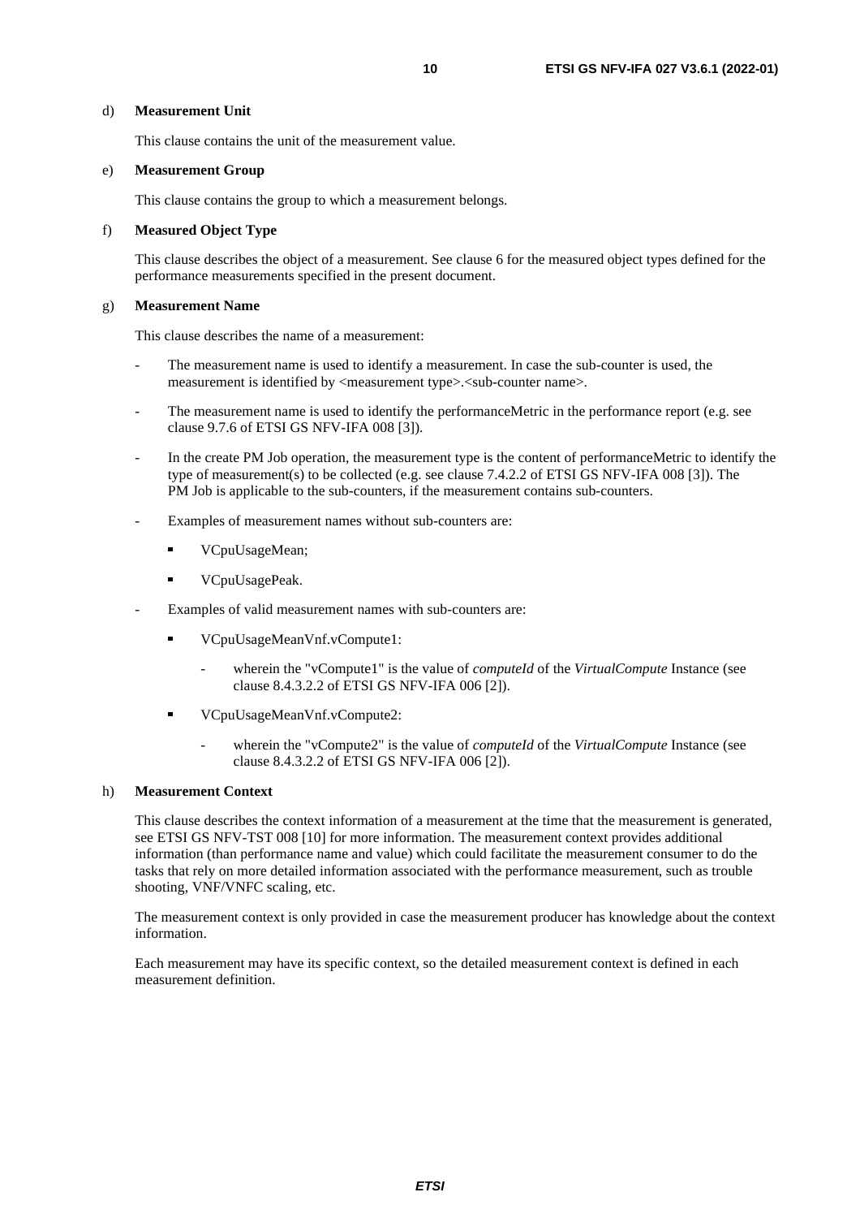d) **Measurement Unit**

This clause contains the unit of the measurement value.

e) **Measurement Group**

This clause contains the group to which a measurement belongs.

f) **Measured Object Type**

This clause describes the object of a measurement. See clause 6 for the measured object types defined for the performance measurements specified in the present document.

g) **Measurement Name**

This clause describes the name of a measurement:

- The measurement name is used to identify a measurement. In case the sub-counter is used, the measurement is identified by <measurement type>.<sub-counter name>.
- The measurement name is used to identify the performanceMetric in the performance report (e.g. see clause 9.7.6 of ETSI GS NFV-IFA 008 [3]).
- In the create PM Job operation, the measurement type is the content of performanceMetric to identify the type of measurement(s) to be collected (e.g. see clause 7.4.2.2 of ETSI GS NFV-IFA 008 [3]). The PM Job is applicable to the sub-counters, if the measurement contains sub-counters.
- Examples of measurement names without sub-counters are:
  - VCpuUsageMean;
  - VCpuUsagePeak.
- Examples of valid measurement names with sub-counters are:
  - VCpuUsageMeanVnf.vCompute1:
    - wherein the "vCompute1" is the value of *computeId* of the *VirtualCompute* Instance (see clause 8.4.3.2.2 of ETSI GS NFV-IFA 006 [2]).
  - VCpuUsageMeanVnf.vCompute2:
    - wherein the "vCompute2" is the value of *computeId* of the *VirtualCompute* Instance (see clause 8.4.3.2.2 of ETSI GS NFV-IFA 006 [2]).

h) **Measurement Context**

This clause describes the context information of a measurement at the time that the measurement is generated, see ETSI GS NFV-TST 008 [10] for more information. The measurement context provides additional information (than performance name and value) which could facilitate the measurement consumer to do the tasks that rely on more detailed information associated with the performance measurement, such as trouble shooting, VNF/VNFC scaling, etc.

The measurement context is only provided in case the measurement producer has knowledge about the context information.

Each measurement may have its specific context, so the detailed measurement context is defined in each measurement definition.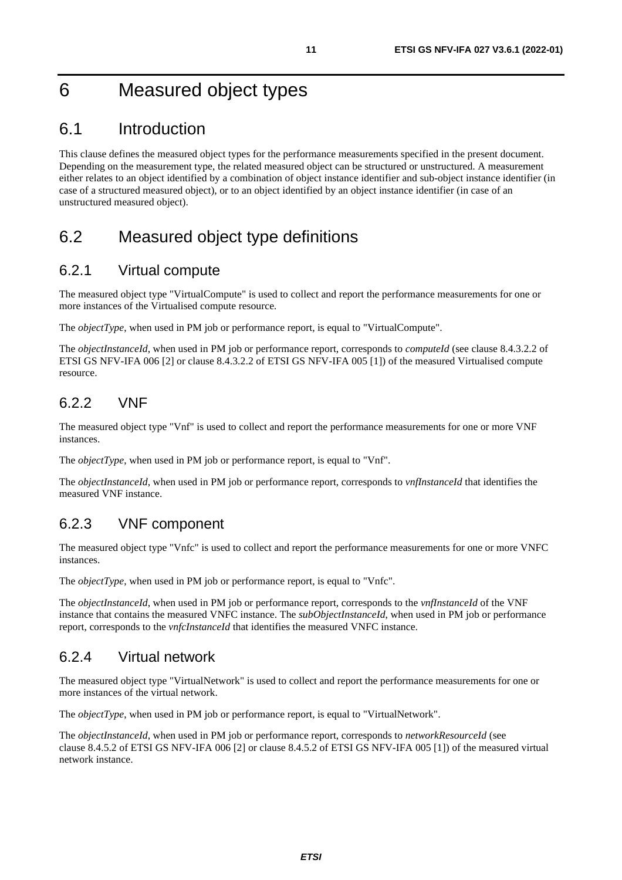# 6 Measured object types

## 6.1 Introduction

This clause defines the measured object types for the performance measurements specified in the present document. Depending on the measurement type, the related measured object can be structured or unstructured. A measurement either relates to an object identified by a combination of object instance identifier and sub-object instance identifier (in case of a structured measured object), or to an object identified by an object instance identifier (in case of an unstructured measured object).

## 6.2 Measured object type definitions

### 6.2.1 Virtual compute

The measured object type "VirtualCompute" is used to collect and report the performance measurements for one or more instances of the Virtualised compute resource.

The *objectType*, when used in PM job or performance report, is equal to "VirtualCompute".

The *objectInstanceId*, when used in PM job or performance report, corresponds to *computeId* (see clause 8.4.3.2.2 of ETSI GS NFV-IFA 006 [2] or clause 8.4.3.2.2 of ETSI GS NFV-IFA 005 [1]) of the measured Virtualised compute resource.

### 6.2.2 VNF

The measured object type "Vnf" is used to collect and report the performance measurements for one or more VNF instances.

The *objectType*, when used in PM job or performance report, is equal to "Vnf".

The *objectInstanceId*, when used in PM job or performance report, corresponds to *vnfInstanceId* that identifies the measured VNF instance.

### 6.2.3 VNF component

The measured object type "Vnfc" is used to collect and report the performance measurements for one or more VNFC instances.

The *objectType*, when used in PM job or performance report, is equal to "Vnfc".

The *objectInstanceId*, when used in PM job or performance report, corresponds to the *vnfInstanceId* of the VNF instance that contains the measured VNFC instance. The *subObjectInstanceId*, when used in PM job or performance report, corresponds to the *vnfcInstanceId* that identifies the measured VNFC instance.

### 6.2.4 Virtual network

The measured object type "VirtualNetwork" is used to collect and report the performance measurements for one or more instances of the virtual network.

The *objectType*, when used in PM job or performance report, is equal to "VirtualNetwork".

The *objectInstanceId*, when used in PM job or performance report, corresponds to *networkResourceId* (see clause 8.4.5.2 of ETSI GS NFV-IFA 006 [2] or clause 8.4.5.2 of ETSI GS NFV-IFA 005 [1]) of the measured virtual network instance.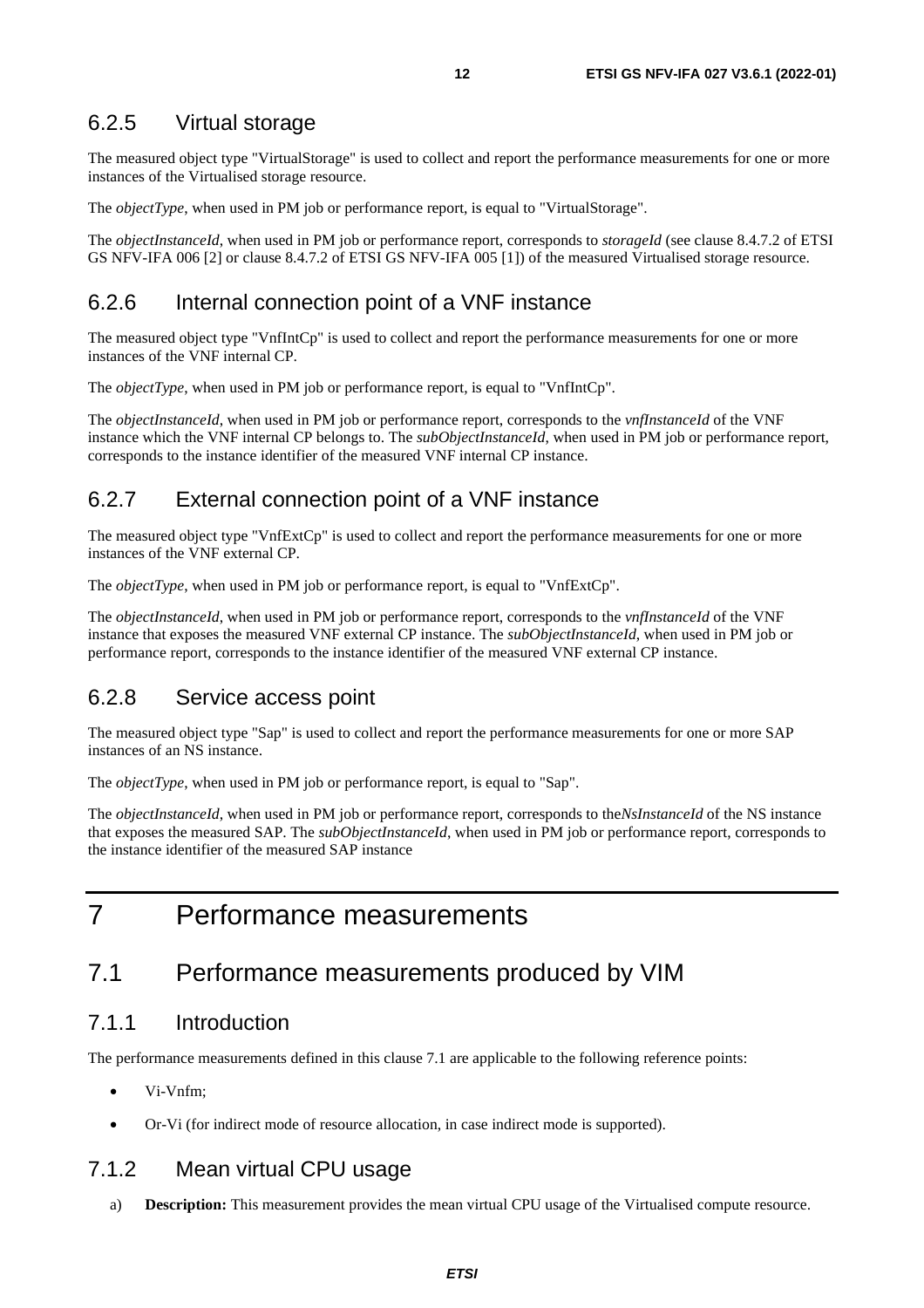### 6.2.5 Virtual storage

The measured object type "VirtualStorage" is used to collect and report the performance measurements for one or more instances of the Virtualised storage resource.

The *objectType*, when used in PM job or performance report, is equal to "VirtualStorage".

The *objectInstanceId*, when used in PM job or performance report, corresponds to *storageId* (see clause 8.4.7.2 of ETSI GS NFV-IFA 006 [2] or clause 8.4.7.2 of ETSI GS NFV-IFA 005 [1]) of the measured Virtualised storage resource.

### 6.2.6 Internal connection point of a VNF instance

The measured object type "VnfIntCp" is used to collect and report the performance measurements for one or more instances of the VNF internal CP.

The *objectType*, when used in PM job or performance report, is equal to "VnfIntCp".

The *objectInstanceId*, when used in PM job or performance report, corresponds to the *vnfInstanceId* of the VNF instance which the VNF internal CP belongs to. The *subObjectInstanceId*, when used in PM job or performance report, corresponds to the instance identifier of the measured VNF internal CP instance.

### 6.2.7 External connection point of a VNF instance

The measured object type "VnfExtCp" is used to collect and report the performance measurements for one or more instances of the VNF external CP.

The *objectType*, when used in PM job or performance report, is equal to "VnfExtCp".

The *objectInstanceId*, when used in PM job or performance report, corresponds to the *vnfInstanceId* of the VNF instance that exposes the measured VNF external CP instance. The *subObjectInstanceId*, when used in PM job or performance report, corresponds to the instance identifier of the measured VNF external CP instance.

### 6.2.8 Service access point

The measured object type "Sap" is used to collect and report the performance measurements for one or more SAP instances of an NS instance.

The *objectType*, when used in PM job or performance report, is equal to "Sap".

The *objectInstanceId*, when used in PM job or performance report, corresponds to the*NsInstanceId* of the NS instance that exposes the measured SAP. The *subObjectInstanceId*, when used in PM job or performance report, corresponds to the instance identifier of the measured SAP instance

# 7 Performance measurements

## 7.1 Performance measurements produced by VIM

### 7.1.1 Introduction

The performance measurements defined in this clause 7.1 are applicable to the following reference points:

- Vi-Vnfm;
- Or-Vi (for indirect mode of resource allocation, in case indirect mode is supported).

### 7.1.2 Mean virtual CPU usage

a) **Description:** This measurement provides the mean virtual CPU usage of the Virtualised compute resource.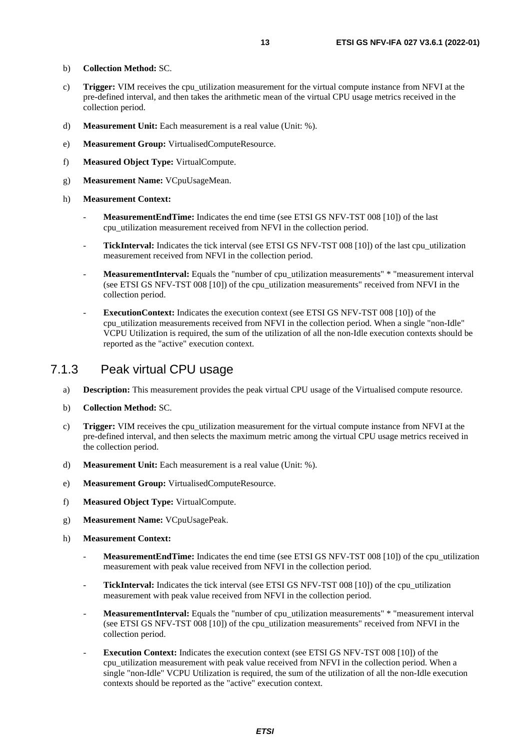b) **Collection Method:** SC.

c) **Trigger:** VIM receives the cpu_utilization measurement for the virtual compute instance from NFVI at the pre-defined interval, and then takes the arithmetic mean of the virtual CPU usage metrics received in the collection period.

d) **Measurement Unit:** Each measurement is a real value (Unit: %).

e) **Measurement Group:** VirtualisedComputeResource.

f) **Measured Object Type:** VirtualCompute.

g) **Measurement Name:** VCpuUsageMean.

h) **Measurement Context:**

- **MeasurementEndTime:** Indicates the end time (see ETSI GS NFV-TST 008 [10]) of the last cpu_utilization measurement received from NFVI in the collection period.
- **TickInterval:** Indicates the tick interval (see ETSI GS NFV-TST 008 [10]) of the last cpu_utilization measurement received from NFVI in the collection period.
- **MeasurementInterval:** Equals the "number of cpu_utilization measurements" * "measurement interval (see ETSI GS NFV-TST 008 [10]) of the cpu_utilization measurements" received from NFVI in the collection period.
- **ExecutionContext:** Indicates the execution context (see ETSI GS NFV-TST 008 [10]) of the cpu_utilization measurements received from NFVI in the collection period. When a single "non-Idle" VCPU Utilization is required, the sum of the utilization of all the non-Idle execution contexts should be reported as the "active" execution context.

### 7.1.3 Peak virtual CPU usage

a) **Description:** This measurement provides the peak virtual CPU usage of the Virtualised compute resource.

b) **Collection Method:** SC.

c) **Trigger:** VIM receives the cpu_utilization measurement for the virtual compute instance from NFVI at the pre-defined interval, and then selects the maximum metric among the virtual CPU usage metrics received in the collection period.

d) **Measurement Unit:** Each measurement is a real value (Unit: %).

e) **Measurement Group:** VirtualisedComputeResource.

f) **Measured Object Type:** VirtualCompute.

g) **Measurement Name:** VCpuUsagePeak.

h) **Measurement Context:**

- **MeasurementEndTime:** Indicates the end time (see ETSI GS NFV-TST 008 [10]) of the cpu_utilization measurement with peak value received from NFVI in the collection period.
- **TickInterval:** Indicates the tick interval (see ETSI GS NFV-TST 008 [10]) of the cpu_utilization measurement with peak value received from NFVI in the collection period.
- **MeasurementInterval:** Equals the "number of cpu_utilization measurements" * "measurement interval (see ETSI GS NFV-TST 008 [10]) of the cpu_utilization measurements" received from NFVI in the collection period.
- **Execution Context:** Indicates the execution context (see ETSI GS NFV-TST 008 [10]) of the cpu_utilization measurement with peak value received from NFVI in the collection period. When a single "non-Idle" VCPU Utilization is required, the sum of the utilization of all the non-Idle execution contexts should be reported as the "active" execution context.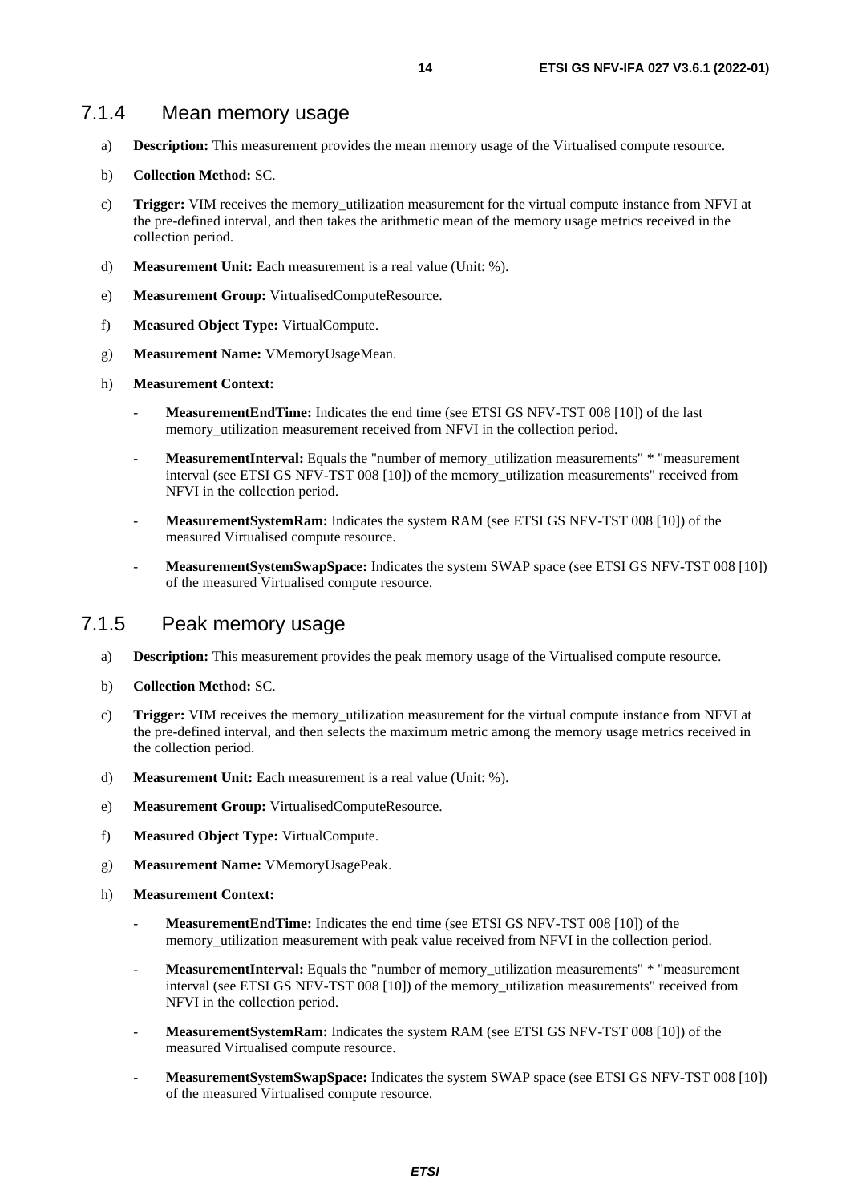### 7.1.4 Mean memory usage

a) **Description:** This measurement provides the mean memory usage of the Virtualised compute resource.

b) **Collection Method:** SC.

c) **Trigger:** VIM receives the memory_utilization measurement for the virtual compute instance from NFVI at the pre-defined interval, and then takes the arithmetic mean of the memory usage metrics received in the collection period.

d) **Measurement Unit:** Each measurement is a real value (Unit: %).

e) **Measurement Group:** VirtualisedComputeResource.

f) **Measured Object Type:** VirtualCompute.

g) **Measurement Name:** VMemoryUsageMean.

h) **Measurement Context:**

- **MeasurementEndTime:** Indicates the end time (see ETSI GS NFV-TST 008 [10]) of the last memory_utilization measurement received from NFVI in the collection period.
- **MeasurementInterval:** Equals the "number of memory_utilization measurements" * "measurement interval (see ETSI GS NFV-TST 008 [10]) of the memory_utilization measurements" received from NFVI in the collection period.
- **MeasurementSystemRam:** Indicates the system RAM (see ETSI GS NFV-TST 008 [10]) of the measured Virtualised compute resource.
- **MeasurementSystemSwapSpace:** Indicates the system SWAP space (see ETSI GS NFV-TST 008 [10]) of the measured Virtualised compute resource.

### 7.1.5 Peak memory usage

a) **Description:** This measurement provides the peak memory usage of the Virtualised compute resource.

b) **Collection Method:** SC.

c) **Trigger:** VIM receives the memory_utilization measurement for the virtual compute instance from NFVI at the pre-defined interval, and then selects the maximum metric among the memory usage metrics received in the collection period.

d) **Measurement Unit:** Each measurement is a real value (Unit: %).

e) **Measurement Group:** VirtualisedComputeResource.

f) **Measured Object Type:** VirtualCompute.

g) **Measurement Name:** VMemoryUsagePeak.

h) **Measurement Context:**

- **MeasurementEndTime:** Indicates the end time (see ETSI GS NFV-TST 008 [10]) of the memory_utilization measurement with peak value received from NFVI in the collection period.
- **MeasurementInterval:** Equals the "number of memory_utilization measurements" * "measurement interval (see ETSI GS NFV-TST 008 [10]) of the memory_utilization measurements" received from NFVI in the collection period.
- **MeasurementSystemRam:** Indicates the system RAM (see ETSI GS NFV-TST 008 [10]) of the measured Virtualised compute resource.
- **MeasurementSystemSwapSpace:** Indicates the system SWAP space (see ETSI GS NFV-TST 008 [10]) of the measured Virtualised compute resource.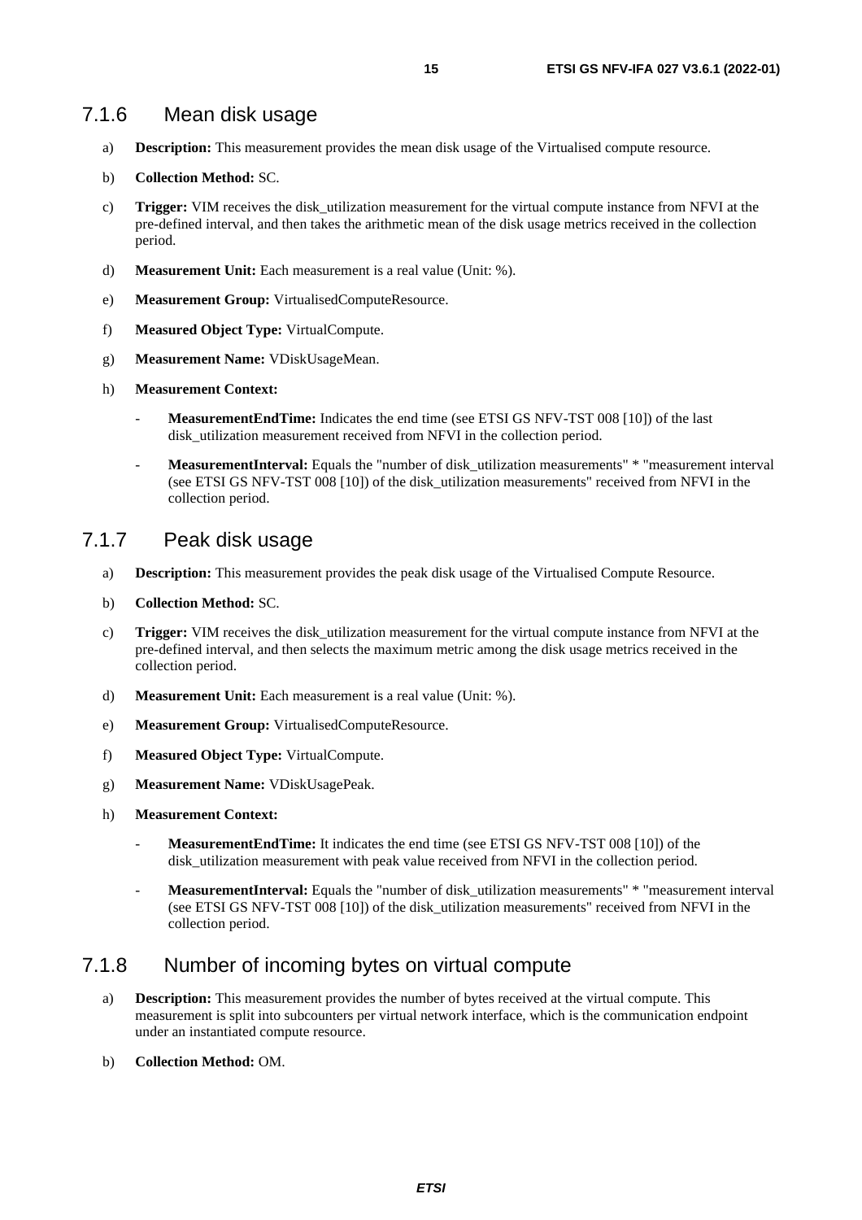### 7.1.6 Mean disk usage

a) **Description:** This measurement provides the mean disk usage of the Virtualised compute resource.

b) **Collection Method:** SC.

c) **Trigger:** VIM receives the disk_utilization measurement for the virtual compute instance from NFVI at the pre-defined interval, and then takes the arithmetic mean of the disk usage metrics received in the collection period.

d) **Measurement Unit:** Each measurement is a real value (Unit: %).

e) **Measurement Group:** VirtualisedComputeResource.

f) **Measured Object Type:** VirtualCompute.

g) **Measurement Name:** VDiskUsageMean.

h) **Measurement Context:**

- **MeasurementEndTime:** Indicates the end time (see ETSI GS NFV-TST 008 [10]) of the last disk_utilization measurement received from NFVI in the collection period.
- **MeasurementInterval:** Equals the "number of disk_utilization measurements" * "measurement interval (see ETSI GS NFV-TST 008 [10]) of the disk_utilization measurements" received from NFVI in the collection period.

### 7.1.7 Peak disk usage

a) **Description:** This measurement provides the peak disk usage of the Virtualised Compute Resource.

b) **Collection Method:** SC.

c) **Trigger:** VIM receives the disk_utilization measurement for the virtual compute instance from NFVI at the pre-defined interval, and then selects the maximum metric among the disk usage metrics received in the collection period.

d) **Measurement Unit:** Each measurement is a real value (Unit: %).

e) **Measurement Group:** VirtualisedComputeResource.

f) **Measured Object Type:** VirtualCompute.

g) **Measurement Name:** VDiskUsagePeak.

h) **Measurement Context:**

- **MeasurementEndTime:** It indicates the end time (see ETSI GS NFV-TST 008 [10]) of the disk_utilization measurement with peak value received from NFVI in the collection period.
- **MeasurementInterval:** Equals the "number of disk_utilization measurements" * "measurement interval (see ETSI GS NFV-TST 008 [10]) of the disk_utilization measurements" received from NFVI in the collection period.

### 7.1.8 Number of incoming bytes on virtual compute

a) **Description:** This measurement provides the number of bytes received at the virtual compute. This measurement is split into subcounters per virtual network interface, which is the communication endpoint under an instantiated compute resource.

b) **Collection Method:** OM.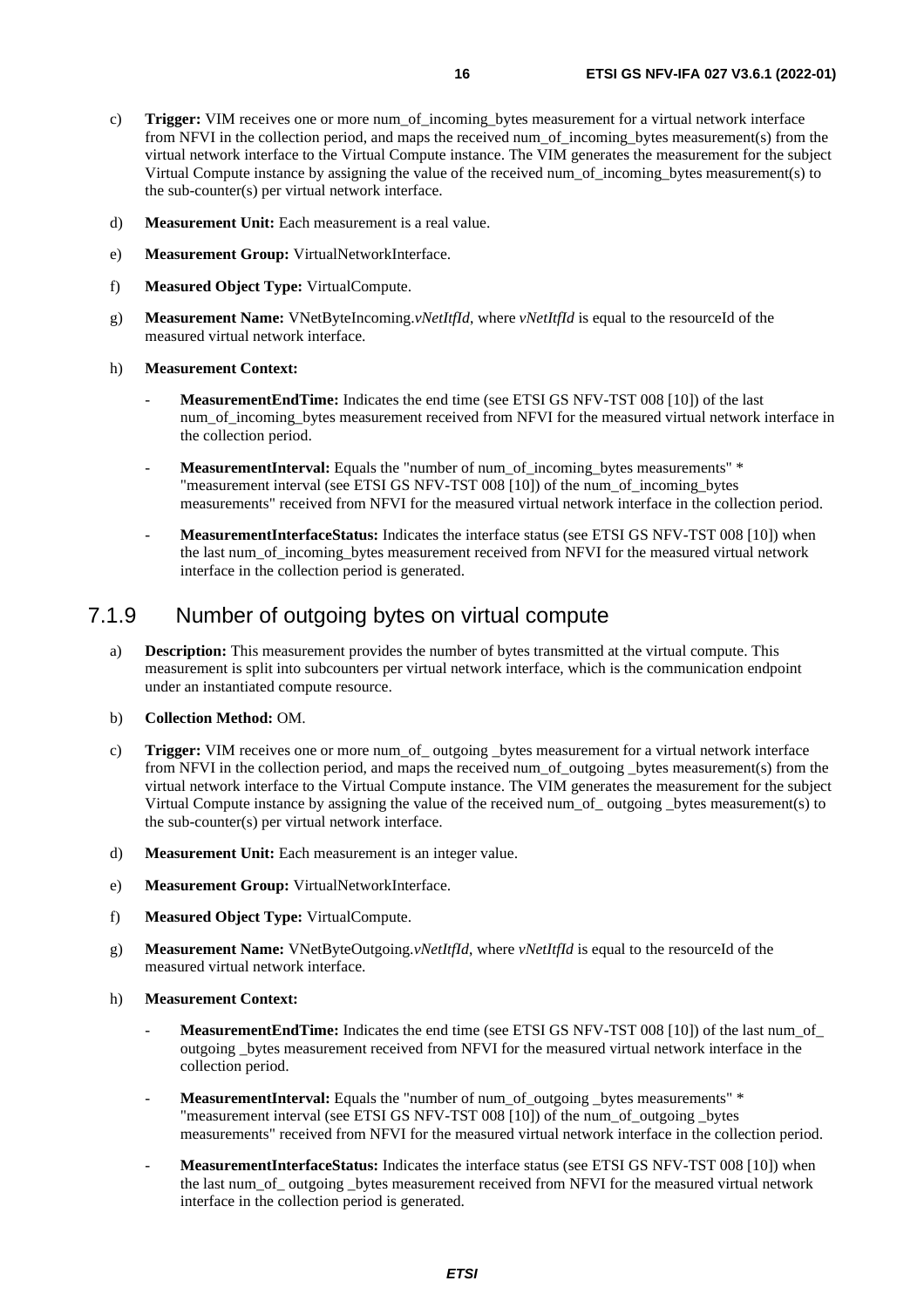c) **Trigger:** VIM receives one or more num_of_incoming_bytes measurement for a virtual network interface from NFVI in the collection period, and maps the received num_of_incoming_bytes measurement(s) from the virtual network interface to the Virtual Compute instance. The VIM generates the measurement for the subject Virtual Compute instance by assigning the value of the received num_of_incoming_bytes measurement(s) to the sub-counter(s) per virtual network interface.

d) **Measurement Unit:** Each measurement is a real value.

e) **Measurement Group:** VirtualNetworkInterface.

f) **Measured Object Type:** VirtualCompute.

g) **Measurement Name:** VNetByteIncoming.*vNetItfId*, where *vNetItfId* is equal to the resourceId of the measured virtual network interface.

h) **Measurement Context:**

- **MeasurementEndTime:** Indicates the end time (see ETSI GS NFV-TST 008 [10]) of the last num_of_incoming_bytes measurement received from NFVI for the measured virtual network interface in the collection period.
- **MeasurementInterval:** Equals the "number of num_of_incoming_bytes measurements" * "measurement interval (see ETSI GS NFV-TST 008 [10]) of the num_of_incoming_bytes measurements" received from NFVI for the measured virtual network interface in the collection period.
- **MeasurementInterfaceStatus:** Indicates the interface status (see ETSI GS NFV-TST 008 [10]) when the last num_of_incoming_bytes measurement received from NFVI for the measured virtual network interface in the collection period is generated.

### 7.1.9 Number of outgoing bytes on virtual compute

a) **Description:** This measurement provides the number of bytes transmitted at the virtual compute. This measurement is split into subcounters per virtual network interface, which is the communication endpoint under an instantiated compute resource.

b) **Collection Method:** OM.

c) **Trigger:** VIM receives one or more num_of_ outgoing _bytes measurement for a virtual network interface from NFVI in the collection period, and maps the received num_of_outgoing _bytes measurement(s) from the virtual network interface to the Virtual Compute instance. The VIM generates the measurement for the subject Virtual Compute instance by assigning the value of the received num_of_ outgoing _bytes measurement(s) to the sub-counter(s) per virtual network interface.

d) **Measurement Unit:** Each measurement is an integer value.

e) **Measurement Group:** VirtualNetworkInterface.

f) **Measured Object Type:** VirtualCompute.

g) **Measurement Name:** VNetByteOutgoing.*vNetItfId*, where *vNetItfId* is equal to the resourceId of the measured virtual network interface.

h) **Measurement Context:**

- **MeasurementEndTime:** Indicates the end time (see ETSI GS NFV-TST 008 [10]) of the last num_of_ outgoing _bytes measurement received from NFVI for the measured virtual network interface in the collection period.
- **MeasurementInterval:** Equals the "number of num_of_outgoing _bytes measurements" * "measurement interval (see ETSI GS NFV-TST 008 [10]) of the num_of_outgoing _bytes measurements" received from NFVI for the measured virtual network interface in the collection period.
- **MeasurementInterfaceStatus:** Indicates the interface status (see ETSI GS NFV-TST 008 [10]) when the last num_of_ outgoing _bytes measurement received from NFVI for the measured virtual network interface in the collection period is generated.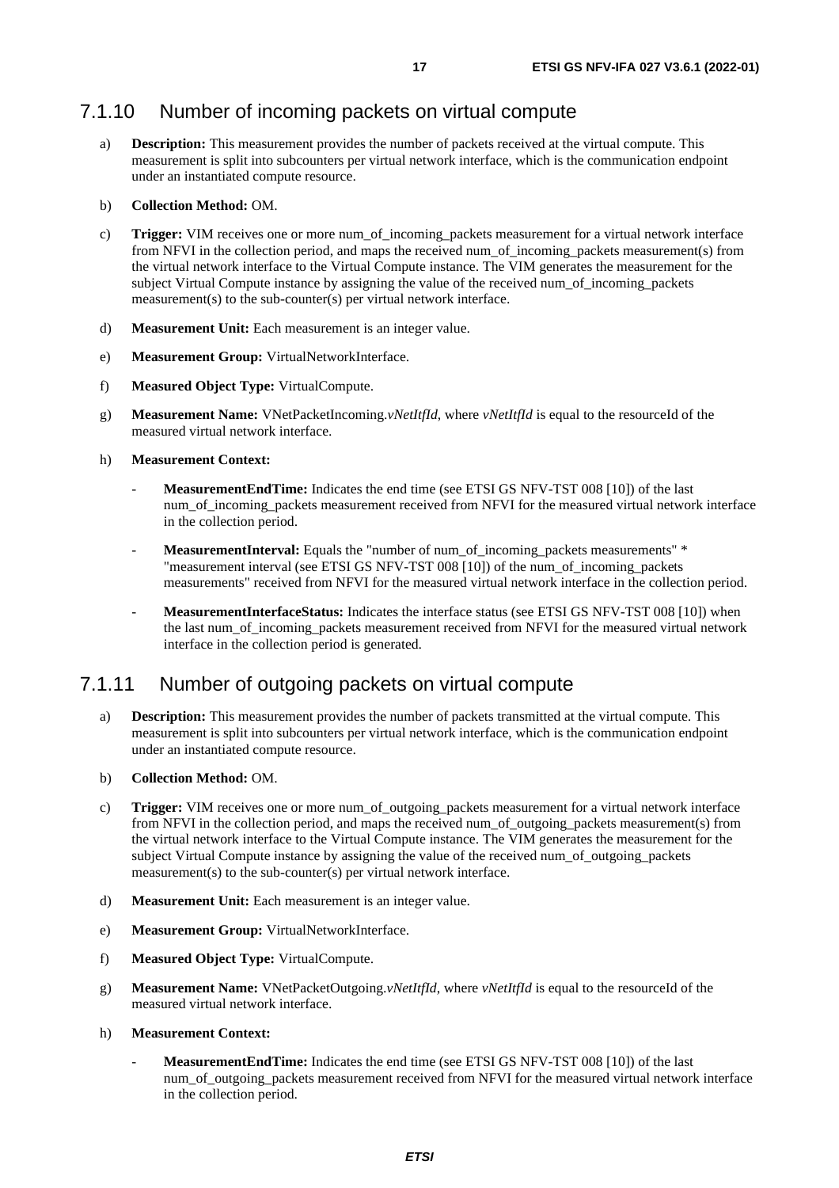### 7.1.10 Number of incoming packets on virtual compute

a) **Description:** This measurement provides the number of packets received at the virtual compute. This measurement is split into subcounters per virtual network interface, which is the communication endpoint under an instantiated compute resource.

b) **Collection Method:** OM.

c) **Trigger:** VIM receives one or more num_of_incoming_packets measurement for a virtual network interface from NFVI in the collection period, and maps the received num_of_incoming_packets measurement(s) from the virtual network interface to the Virtual Compute instance. The VIM generates the measurement for the subject Virtual Compute instance by assigning the value of the received num_of_incoming_packets measurement(s) to the sub-counter(s) per virtual network interface.

d) **Measurement Unit:** Each measurement is an integer value.

e) **Measurement Group:** VirtualNetworkInterface.

f) **Measured Object Type:** VirtualCompute.

g) **Measurement Name:** VNetPacketIncoming.*vNetItfId*, where *vNetItfId* is equal to the resourceId of the measured virtual network interface.

h) **Measurement Context:**

- **MeasurementEndTime:** Indicates the end time (see ETSI GS NFV-TST 008 [10]) of the last num_of_incoming_packets measurement received from NFVI for the measured virtual network interface in the collection period.

- **MeasurementInterval:** Equals the "number of num_of_incoming_packets measurements" * "measurement interval (see ETSI GS NFV-TST 008 [10]) of the num_of_incoming_packets measurements" received from NFVI for the measured virtual network interface in the collection period.

- **MeasurementInterfaceStatus:** Indicates the interface status (see ETSI GS NFV-TST 008 [10]) when the last num_of_incoming_packets measurement received from NFVI for the measured virtual network interface in the collection period is generated.

### 7.1.11 Number of outgoing packets on virtual compute

a) **Description:** This measurement provides the number of packets transmitted at the virtual compute. This measurement is split into subcounters per virtual network interface, which is the communication endpoint under an instantiated compute resource.

b) **Collection Method:** OM.

c) **Trigger:** VIM receives one or more num_of_outgoing_packets measurement for a virtual network interface from NFVI in the collection period, and maps the received num_of_outgoing_packets measurement(s) from the virtual network interface to the Virtual Compute instance. The VIM generates the measurement for the subject Virtual Compute instance by assigning the value of the received num_of_outgoing_packets measurement(s) to the sub-counter(s) per virtual network interface.

d) **Measurement Unit:** Each measurement is an integer value.

e) **Measurement Group:** VirtualNetworkInterface.

f) **Measured Object Type:** VirtualCompute.

g) **Measurement Name:** VNetPacketOutgoing.*vNetItfId*, where *vNetItfId* is equal to the resourceId of the measured virtual network interface.

h) **Measurement Context:**

- **MeasurementEndTime:** Indicates the end time (see ETSI GS NFV-TST 008 [10]) of the last num_of_outgoing_packets measurement received from NFVI for the measured virtual network interface in the collection period.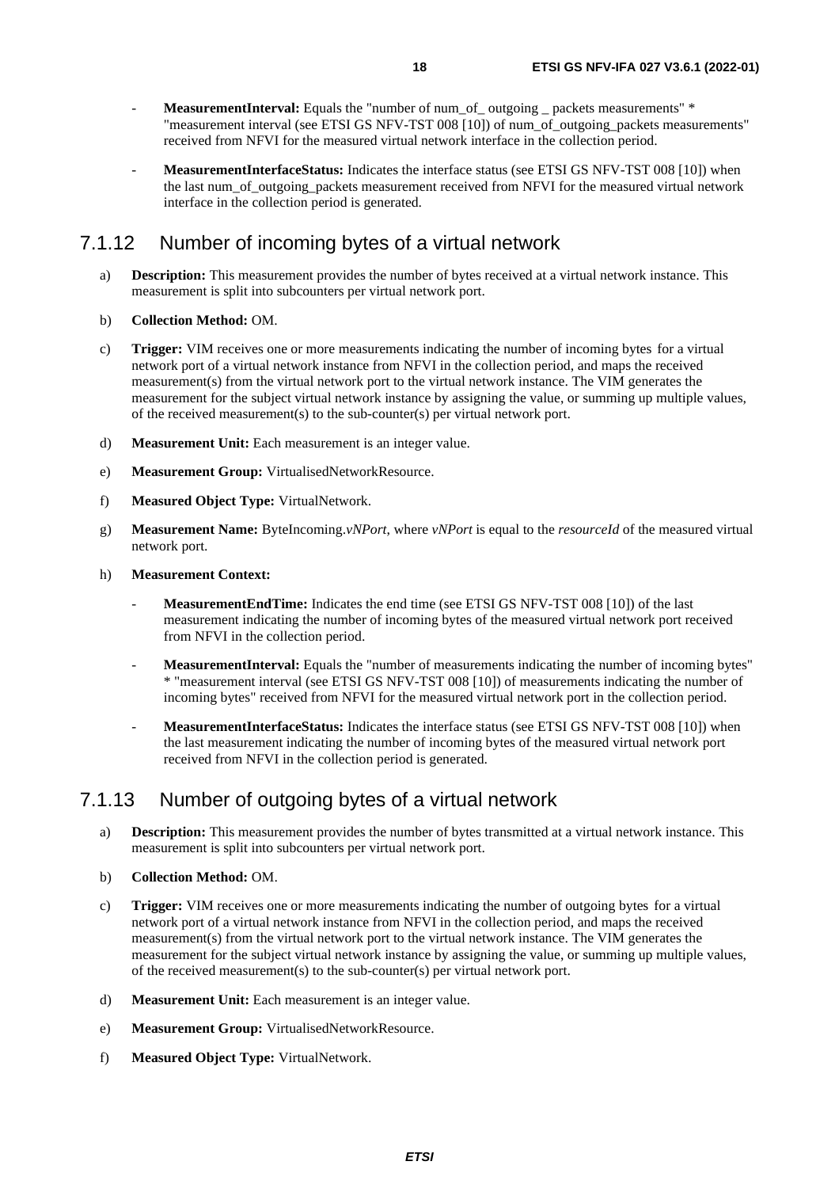- **MeasurementInterval:** Equals the "number of num_of_ outgoing _ packets measurements" * "measurement interval (see ETSI GS NFV-TST 008 [10]) of num_of_outgoing_packets measurements" received from NFVI for the measured virtual network interface in the collection period.

- **MeasurementInterfaceStatus:** Indicates the interface status (see ETSI GS NFV-TST 008 [10]) when the last num_of_outgoing_packets measurement received from NFVI for the measured virtual network interface in the collection period is generated.

### 7.1.12 Number of incoming bytes of a virtual network

a) **Description:** This measurement provides the number of bytes received at a virtual network instance. This measurement is split into subcounters per virtual network port.

b) **Collection Method:** OM.

c) **Trigger:** VIM receives one or more measurements indicating the number of incoming bytes for a virtual network port of a virtual network instance from NFVI in the collection period, and maps the received measurement(s) from the virtual network port to the virtual network instance. The VIM generates the measurement for the subject virtual network instance by assigning the value, or summing up multiple values, of the received measurement(s) to the sub-counter(s) per virtual network port.

d) **Measurement Unit:** Each measurement is an integer value.

e) **Measurement Group:** VirtualisedNetworkResource.

f) **Measured Object Type:** VirtualNetwork.

g) **Measurement Name:** ByteIncoming.*vNPort,* where *vNPort* is equal to the *resourceId* of the measured virtual network port.

h) **Measurement Context:**

- **MeasurementEndTime:** Indicates the end time (see ETSI GS NFV-TST 008 [10]) of the last measurement indicating the number of incoming bytes of the measured virtual network port received from NFVI in the collection period.

- **MeasurementInterval:** Equals the "number of measurements indicating the number of incoming bytes" * "measurement interval (see ETSI GS NFV-TST 008 [10]) of measurements indicating the number of incoming bytes" received from NFVI for the measured virtual network port in the collection period.

- **MeasurementInterfaceStatus:** Indicates the interface status (see ETSI GS NFV-TST 008 [10]) when the last measurement indicating the number of incoming bytes of the measured virtual network port received from NFVI in the collection period is generated.

### 7.1.13 Number of outgoing bytes of a virtual network

a) **Description:** This measurement provides the number of bytes transmitted at a virtual network instance. This measurement is split into subcounters per virtual network port.

b) **Collection Method:** OM.

c) **Trigger:** VIM receives one or more measurements indicating the number of outgoing bytes for a virtual network port of a virtual network instance from NFVI in the collection period, and maps the received measurement(s) from the virtual network port to the virtual network instance. The VIM generates the measurement for the subject virtual network instance by assigning the value, or summing up multiple values, of the received measurement(s) to the sub-counter(s) per virtual network port.

d) **Measurement Unit:** Each measurement is an integer value.

e) **Measurement Group:** VirtualisedNetworkResource.

f) **Measured Object Type:** VirtualNetwork.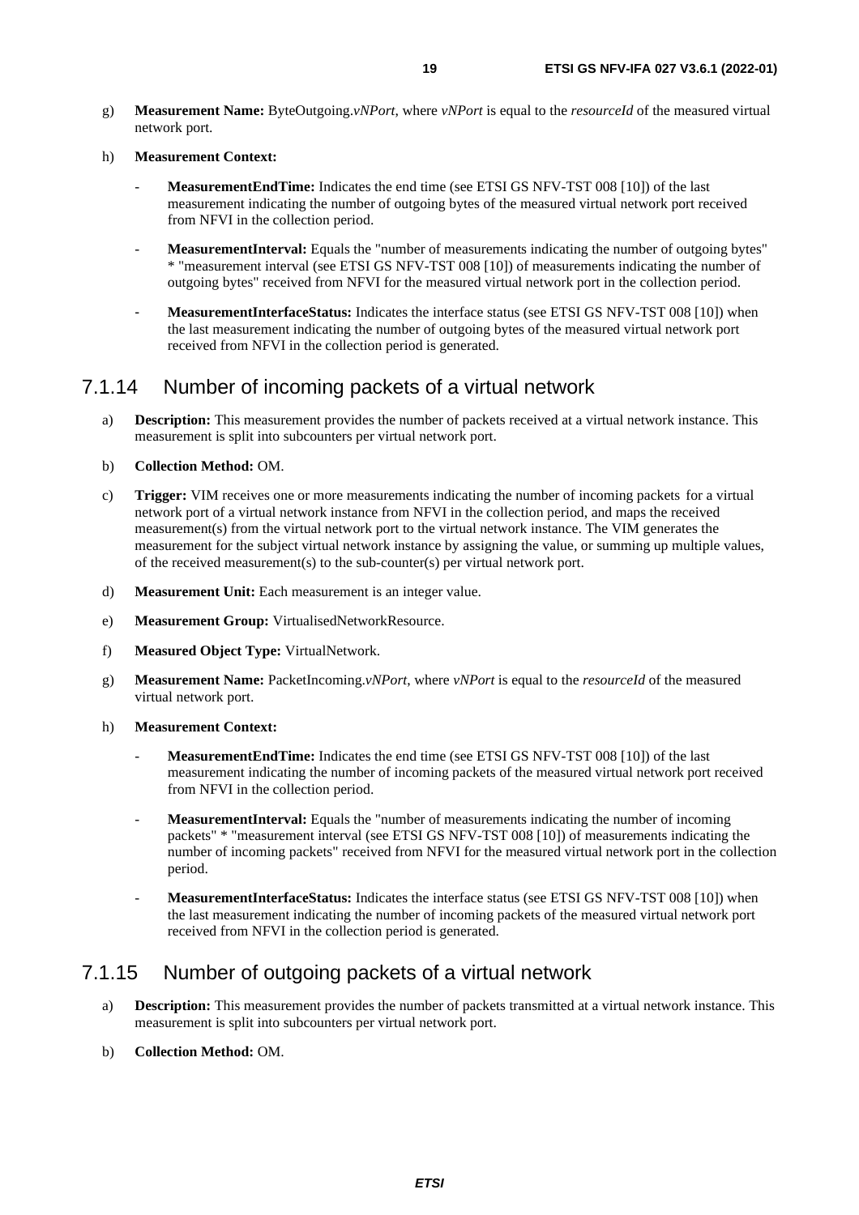g) **Measurement Name:** ByteOutgoing.*vNPort*, where *vNPort* is equal to the *resourceId* of the measured virtual network port.

h) **Measurement Context:**

- **MeasurementEndTime:** Indicates the end time (see ETSI GS NFV-TST 008 [10]) of the last measurement indicating the number of outgoing bytes of the measured virtual network port received from NFVI in the collection period.

- **MeasurementInterval:** Equals the "number of measurements indicating the number of outgoing bytes" * "measurement interval (see ETSI GS NFV-TST 008 [10]) of measurements indicating the number of outgoing bytes" received from NFVI for the measured virtual network port in the collection period.

- **MeasurementInterfaceStatus:** Indicates the interface status (see ETSI GS NFV-TST 008 [10]) when the last measurement indicating the number of outgoing bytes of the measured virtual network port received from NFVI in the collection period is generated.

### 7.1.14 Number of incoming packets of a virtual network

a) **Description:** This measurement provides the number of packets received at a virtual network instance. This measurement is split into subcounters per virtual network port.

b) **Collection Method:** OM.

c) **Trigger:** VIM receives one or more measurements indicating the number of incoming packets for a virtual network port of a virtual network instance from NFVI in the collection period, and maps the received measurement(s) from the virtual network port to the virtual network instance. The VIM generates the measurement for the subject virtual network instance by assigning the value, or summing up multiple values, of the received measurement(s) to the sub-counter(s) per virtual network port.

d) **Measurement Unit:** Each measurement is an integer value.

e) **Measurement Group:** VirtualisedNetworkResource.

f) **Measured Object Type:** VirtualNetwork.

g) **Measurement Name:** PacketIncoming.*vNPort*, where *vNPort* is equal to the *resourceId* of the measured virtual network port.

h) **Measurement Context:**

- **MeasurementEndTime:** Indicates the end time (see ETSI GS NFV-TST 008 [10]) of the last measurement indicating the number of incoming packets of the measured virtual network port received from NFVI in the collection period.

- **MeasurementInterval:** Equals the "number of measurements indicating the number of incoming packets" * "measurement interval (see ETSI GS NFV-TST 008 [10]) of measurements indicating the number of incoming packets" received from NFVI for the measured virtual network port in the collection period.

- **MeasurementInterfaceStatus:** Indicates the interface status (see ETSI GS NFV-TST 008 [10]) when the last measurement indicating the number of incoming packets of the measured virtual network port received from NFVI in the collection period is generated.

### 7.1.15 Number of outgoing packets of a virtual network

a) **Description:** This measurement provides the number of packets transmitted at a virtual network instance. This measurement is split into subcounters per virtual network port.

b) **Collection Method:** OM.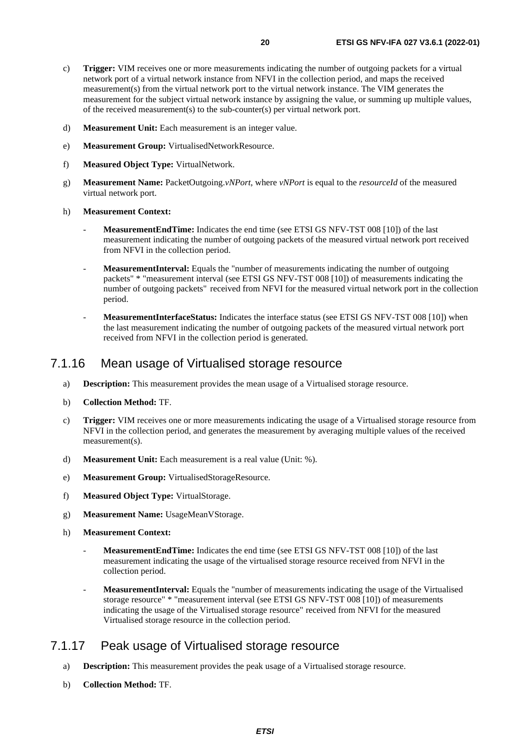c) **Trigger:** VIM receives one or more measurements indicating the number of outgoing packets for a virtual network port of a virtual network instance from NFVI in the collection period, and maps the received measurement(s) from the virtual network port to the virtual network instance. The VIM generates the measurement for the subject virtual network instance by assigning the value, or summing up multiple values, of the received measurement(s) to the sub-counter(s) per virtual network port.

d) **Measurement Unit:** Each measurement is an integer value.

e) **Measurement Group:** VirtualisedNetworkResource.

f) **Measured Object Type:** VirtualNetwork.

g) **Measurement Name:** PacketOutgoing.*vNPort*, where *vNPort* is equal to the *resourceId* of the measured virtual network port.

h) **Measurement Context:**

- **MeasurementEndTime:** Indicates the end time (see ETSI GS NFV-TST 008 [10]) of the last measurement indicating the number of outgoing packets of the measured virtual network port received from NFVI in the collection period.

- **MeasurementInterval:** Equals the "number of measurements indicating the number of outgoing packets" * "measurement interval (see ETSI GS NFV-TST 008 [10]) of measurements indicating the number of outgoing packets" received from NFVI for the measured virtual network port in the collection period.

- **MeasurementInterfaceStatus:** Indicates the interface status (see ETSI GS NFV-TST 008 [10]) when the last measurement indicating the number of outgoing packets of the measured virtual network port received from NFVI in the collection period is generated.

### 7.1.16 Mean usage of Virtualised storage resource

a) **Description:** This measurement provides the mean usage of a Virtualised storage resource.

b) **Collection Method:** TF.

c) **Trigger:** VIM receives one or more measurements indicating the usage of a Virtualised storage resource from NFVI in the collection period, and generates the measurement by averaging multiple values of the received measurement(s).

d) **Measurement Unit:** Each measurement is a real value (Unit: %).

e) **Measurement Group:** VirtualisedStorageResource.

f) **Measured Object Type:** VirtualStorage.

g) **Measurement Name:** UsageMeanVStorage.

h) **Measurement Context:**

- **MeasurementEndTime:** Indicates the end time (see ETSI GS NFV-TST 008 [10]) of the last measurement indicating the usage of the virtualised storage resource received from NFVI in the collection period.

- **MeasurementInterval:** Equals the "number of measurements indicating the usage of the Virtualised storage resource" * "measurement interval (see ETSI GS NFV-TST 008 [10]) of measurements indicating the usage of the Virtualised storage resource" received from NFVI for the measured Virtualised storage resource in the collection period.

### 7.1.17 Peak usage of Virtualised storage resource

a) **Description:** This measurement provides the peak usage of a Virtualised storage resource.

b) **Collection Method:** TF.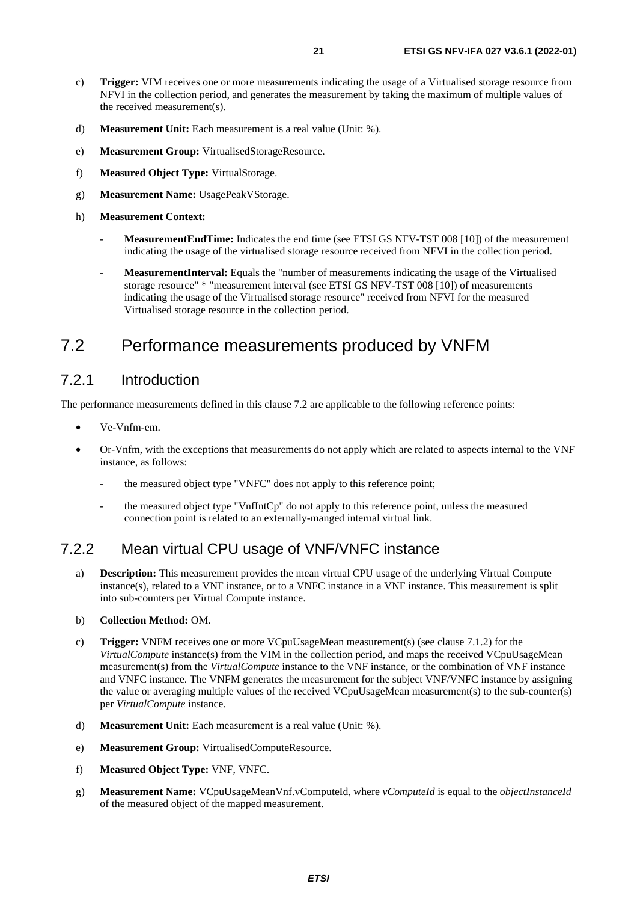c) **Trigger:** VIM receives one or more measurements indicating the usage of a Virtualised storage resource from NFVI in the collection period, and generates the measurement by taking the maximum of multiple values of the received measurement(s).

d) **Measurement Unit:** Each measurement is a real value (Unit: %).

e) **Measurement Group:** VirtualisedStorageResource.

f) **Measured Object Type:** VirtualStorage.

g) **Measurement Name:** UsagePeakVStorage.

h) **Measurement Context:**

- **MeasurementEndTime:** Indicates the end time (see ETSI GS NFV-TST 008 [10]) of the measurement indicating the usage of the virtualised storage resource received from NFVI in the collection period.
- **MeasurementInterval:** Equals the "number of measurements indicating the usage of the Virtualised storage resource" * "measurement interval (see ETSI GS NFV-TST 008 [10]) of measurements indicating the usage of the Virtualised storage resource" received from NFVI for the measured Virtualised storage resource in the collection period.

## 7.2 Performance measurements produced by VNFM

### 7.2.1 Introduction

The performance measurements defined in this clause 7.2 are applicable to the following reference points:

- Ve-Vnfm-em.
- Or-Vnfm, with the exceptions that measurements do not apply which are related to aspects internal to the VNF instance, as follows:
  - the measured object type "VNFC" does not apply to this reference point;
  - the measured object type "VnfIntCp" do not apply to this reference point, unless the measured connection point is related to an externally-manged internal virtual link.

### 7.2.2 Mean virtual CPU usage of VNF/VNFC instance

a) **Description:** This measurement provides the mean virtual CPU usage of the underlying Virtual Compute instance(s), related to a VNF instance, or to a VNFC instance in a VNF instance. This measurement is split into sub-counters per Virtual Compute instance.

b) **Collection Method:** OM.

c) **Trigger:** VNFM receives one or more VCpuUsageMean measurement(s) (see clause 7.1.2) for the *VirtualCompute* instance(s) from the VIM in the collection period, and maps the received VCpuUsageMean measurement(s) from the *VirtualCompute* instance to the VNF instance, or the combination of VNF instance and VNFC instance. The VNFM generates the measurement for the subject VNF/VNFC instance by assigning the value or averaging multiple values of the received VCpuUsageMean measurement(s) to the sub-counter(s) per *VirtualCompute* instance.

d) **Measurement Unit:** Each measurement is a real value (Unit: %).

e) **Measurement Group:** VirtualisedComputeResource.

f) **Measured Object Type:** VNF, VNFC.

g) **Measurement Name:** VCpuUsageMeanVnf.vComputeId, where *vComputeId* is equal to the *objectInstanceId* of the measured object of the mapped measurement.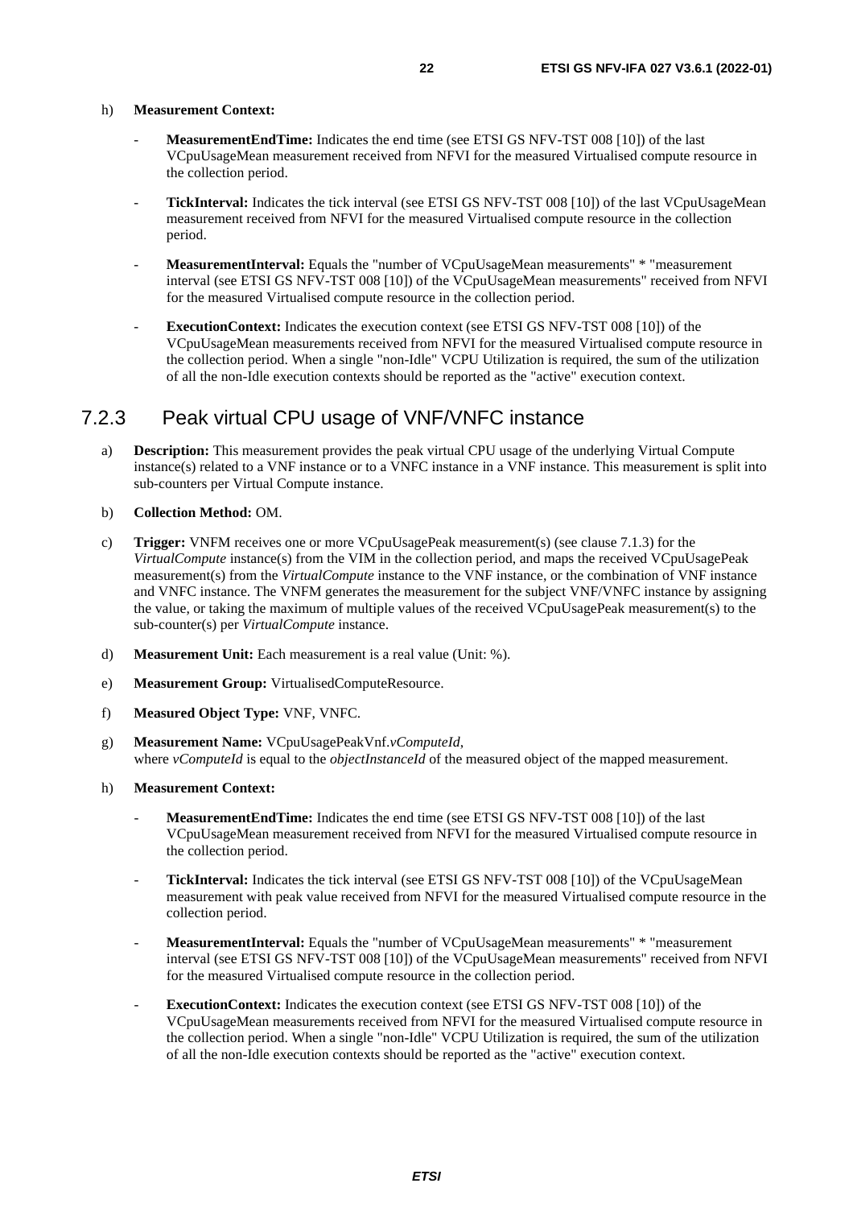h) **Measurement Context:**

- **MeasurementEndTime:** Indicates the end time (see ETSI GS NFV-TST 008 [10]) of the last VCpuUsageMean measurement received from NFVI for the measured Virtualised compute resource in the collection period.
- **TickInterval:** Indicates the tick interval (see ETSI GS NFV-TST 008 [10]) of the last VCpuUsageMean measurement received from NFVI for the measured Virtualised compute resource in the collection period.
- **MeasurementInterval:** Equals the "number of VCpuUsageMean measurements" * "measurement interval (see ETSI GS NFV-TST 008 [10]) of the VCpuUsageMean measurements" received from NFVI for the measured Virtualised compute resource in the collection period.
- **ExecutionContext:** Indicates the execution context (see ETSI GS NFV-TST 008 [10]) of the VCpuUsageMean measurements received from NFVI for the measured Virtualised compute resource in the collection period. When a single "non-Idle" VCPU Utilization is required, the sum of the utilization of all the non-Idle execution contexts should be reported as the "active" execution context.

### 7.2.3 Peak virtual CPU usage of VNF/VNFC instance

a) **Description:** This measurement provides the peak virtual CPU usage of the underlying Virtual Compute instance(s) related to a VNF instance or to a VNFC instance in a VNF instance. This measurement is split into sub-counters per Virtual Compute instance.

b) **Collection Method:** OM.

c) **Trigger:** VNFM receives one or more VCpuUsagePeak measurement(s) (see clause 7.1.3) for the *VirtualCompute* instance(s) from the VIM in the collection period, and maps the received VCpuUsagePeak measurement(s) from the *VirtualCompute* instance to the VNF instance, or the combination of VNF instance and VNFC instance. The VNFM generates the measurement for the subject VNF/VNFC instance by assigning the value, or taking the maximum of multiple values of the received VCpuUsagePeak measurement(s) to the sub-counter(s) per *VirtualCompute* instance.

d) **Measurement Unit:** Each measurement is a real value (Unit: %).

e) **Measurement Group:** VirtualisedComputeResource.

f) **Measured Object Type:** VNF, VNFC.

g) **Measurement Name:** VCpuUsagePeakVnf.*vComputeId*,
where *vComputeId* is equal to the *objectInstanceId* of the measured object of the mapped measurement.

h) **Measurement Context:**

- **MeasurementEndTime:** Indicates the end time (see ETSI GS NFV-TST 008 [10]) of the last VCpuUsageMean measurement received from NFVI for the measured Virtualised compute resource in the collection period.
- **TickInterval:** Indicates the tick interval (see ETSI GS NFV-TST 008 [10]) of the VCpuUsageMean measurement with peak value received from NFVI for the measured Virtualised compute resource in the collection period.
- **MeasurementInterval:** Equals the "number of VCpuUsageMean measurements" * "measurement interval (see ETSI GS NFV-TST 008 [10]) of the VCpuUsageMean measurements" received from NFVI for the measured Virtualised compute resource in the collection period.
- **ExecutionContext:** Indicates the execution context (see ETSI GS NFV-TST 008 [10]) of the VCpuUsageMean measurements received from NFVI for the measured Virtualised compute resource in the collection period. When a single "non-Idle" VCPU Utilization is required, the sum of the utilization of all the non-Idle execution contexts should be reported as the "active" execution context.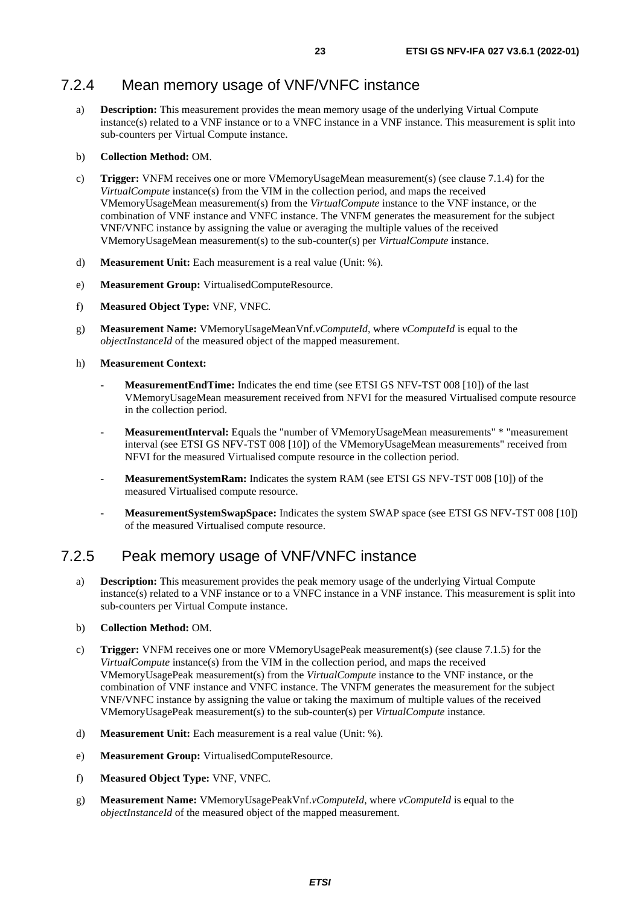### 7.2.4 Mean memory usage of VNF/VNFC instance

a) **Description:** This measurement provides the mean memory usage of the underlying Virtual Compute instance(s) related to a VNF instance or to a VNFC instance in a VNF instance. This measurement is split into sub-counters per Virtual Compute instance.

b) **Collection Method:** OM.

c) **Trigger:** VNFM receives one or more VMemoryUsageMean measurement(s) (see clause 7.1.4) for the *VirtualCompute* instance(s) from the VIM in the collection period, and maps the received VMemoryUsageMean measurement(s) from the *VirtualCompute* instance to the VNF instance, or the combination of VNF instance and VNFC instance. The VNFM generates the measurement for the subject VNF/VNFC instance by assigning the value or averaging the multiple values of the received VMemoryUsageMean measurement(s) to the sub-counter(s) per *VirtualCompute* instance.

d) **Measurement Unit:** Each measurement is a real value (Unit: %).

e) **Measurement Group:** VirtualisedComputeResource.

f) **Measured Object Type:** VNF, VNFC.

g) **Measurement Name:** VMemoryUsageMeanVnf.*vComputeId*, where *vComputeId* is equal to the *objectInstanceId* of the measured object of the mapped measurement.

h) **Measurement Context:**

- **MeasurementEndTime:** Indicates the end time (see ETSI GS NFV-TST 008 [10]) of the last VMemoryUsageMean measurement received from NFVI for the measured Virtualised compute resource in the collection period.

- **MeasurementInterval:** Equals the "number of VMemoryUsageMean measurements" * "measurement interval (see ETSI GS NFV-TST 008 [10]) of the VMemoryUsageMean measurements" received from NFVI for the measured Virtualised compute resource in the collection period.

- **MeasurementSystemRam:** Indicates the system RAM (see ETSI GS NFV-TST 008 [10]) of the measured Virtualised compute resource.

- **MeasurementSystemSwapSpace:** Indicates the system SWAP space (see ETSI GS NFV-TST 008 [10]) of the measured Virtualised compute resource.

### 7.2.5 Peak memory usage of VNF/VNFC instance

a) **Description:** This measurement provides the peak memory usage of the underlying Virtual Compute instance(s) related to a VNF instance or to a VNFC instance in a VNF instance. This measurement is split into sub-counters per Virtual Compute instance.

b) **Collection Method:** OM.

c) **Trigger:** VNFM receives one or more VMemoryUsagePeak measurement(s) (see clause 7.1.5) for the *VirtualCompute* instance(s) from the VIM in the collection period, and maps the received VMemoryUsagePeak measurement(s) from the *VirtualCompute* instance to the VNF instance, or the combination of VNF instance and VNFC instance. The VNFM generates the measurement for the subject VNF/VNFC instance by assigning the value or taking the maximum of multiple values of the received VMemoryUsagePeak measurement(s) to the sub-counter(s) per *VirtualCompute* instance.

d) **Measurement Unit:** Each measurement is a real value (Unit: %).

e) **Measurement Group:** VirtualisedComputeResource.

f) **Measured Object Type:** VNF, VNFC.

g) **Measurement Name:** VMemoryUsagePeakVnf.*vComputeId*, where *vComputeId* is equal to the *objectInstanceId* of the measured object of the mapped measurement.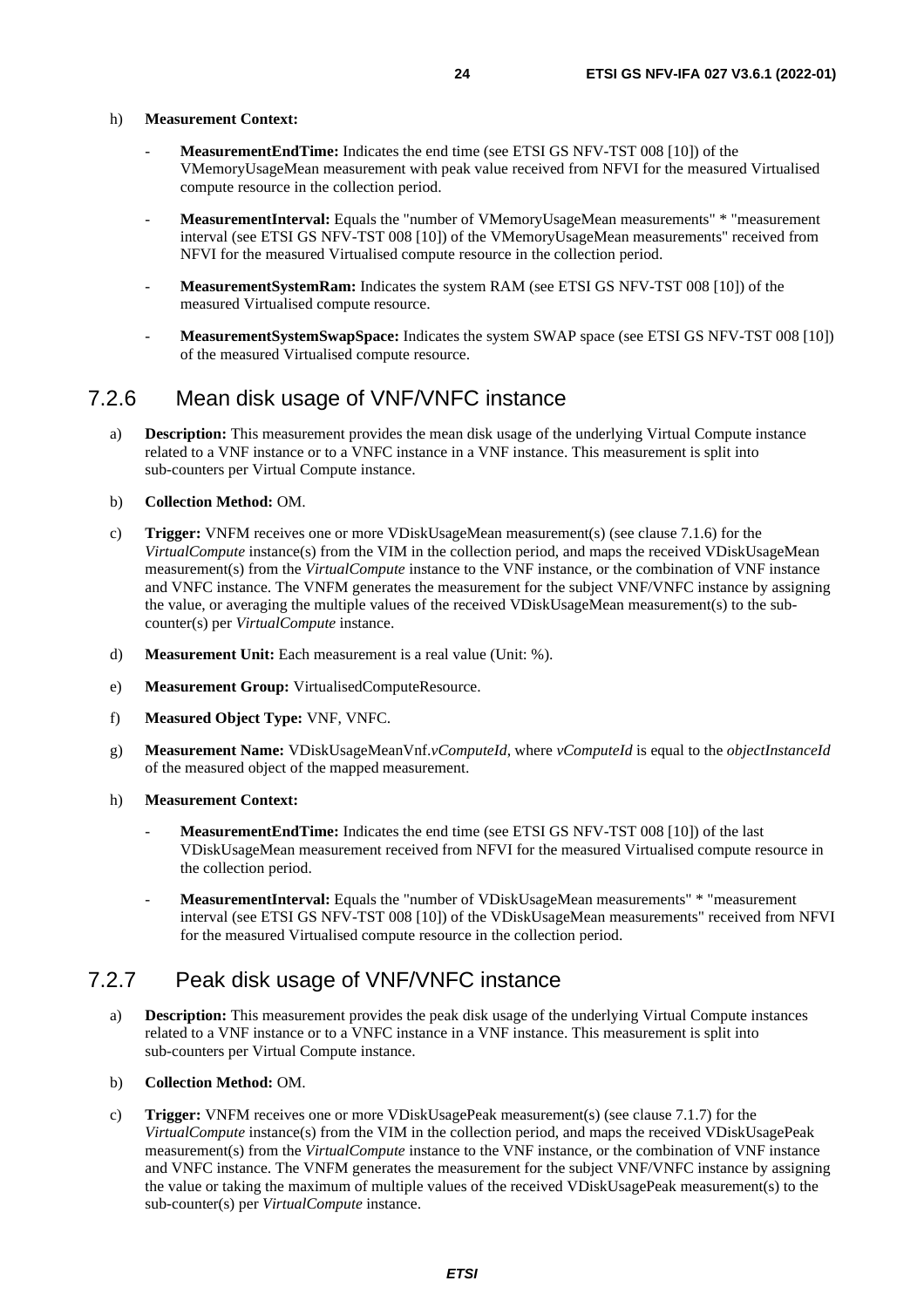h) **Measurement Context:**

- **MeasurementEndTime:** Indicates the end time (see ETSI GS NFV-TST 008 [10]) of the VMemoryUsageMean measurement with peak value received from NFVI for the measured Virtualised compute resource in the collection period.
- **MeasurementInterval:** Equals the "number of VMemoryUsageMean measurements" * "measurement interval (see ETSI GS NFV-TST 008 [10]) of the VMemoryUsageMean measurements" received from NFVI for the measured Virtualised compute resource in the collection period.
- **MeasurementSystemRam:** Indicates the system RAM (see ETSI GS NFV-TST 008 [10]) of the measured Virtualised compute resource.
- **MeasurementSystemSwapSpace:** Indicates the system SWAP space (see ETSI GS NFV-TST 008 [10]) of the measured Virtualised compute resource.

### 7.2.6 Mean disk usage of VNF/VNFC instance

a) **Description:** This measurement provides the mean disk usage of the underlying Virtual Compute instance related to a VNF instance or to a VNFC instance in a VNF instance. This measurement is split into sub-counters per Virtual Compute instance.

b) **Collection Method:** OM.

c) **Trigger:** VNFM receives one or more VDiskUsageMean measurement(s) (see clause 7.1.6) for the *VirtualCompute* instance(s) from the VIM in the collection period, and maps the received VDiskUsageMean measurement(s) from the *VirtualCompute* instance to the VNF instance, or the combination of VNF instance and VNFC instance. The VNFM generates the measurement for the subject VNF/VNFC instance by assigning the value, or averaging the multiple values of the received VDiskUsageMean measurement(s) to the sub-counter(s) per *VirtualCompute* instance.

d) **Measurement Unit:** Each measurement is a real value (Unit: %).

e) **Measurement Group:** VirtualisedComputeResource.

f) **Measured Object Type:** VNF, VNFC.

g) **Measurement Name:** VDiskUsageMeanVnf.*vComputeId*, where *vComputeId* is equal to the *objectInstanceId* of the measured object of the mapped measurement.

h) **Measurement Context:**

- **MeasurementEndTime:** Indicates the end time (see ETSI GS NFV-TST 008 [10]) of the last VDiskUsageMean measurement received from NFVI for the measured Virtualised compute resource in the collection period.
- **MeasurementInterval:** Equals the "number of VDiskUsageMean measurements" * "measurement interval (see ETSI GS NFV-TST 008 [10]) of the VDiskUsageMean measurements" received from NFVI for the measured Virtualised compute resource in the collection period.

### 7.2.7 Peak disk usage of VNF/VNFC instance

a) **Description:** This measurement provides the peak disk usage of the underlying Virtual Compute instances related to a VNF instance or to a VNFC instance in a VNF instance. This measurement is split into sub-counters per Virtual Compute instance.

b) **Collection Method:** OM.

c) **Trigger:** VNFM receives one or more VDiskUsagePeak measurement(s) (see clause 7.1.7) for the *VirtualCompute* instance(s) from the VIM in the collection period, and maps the received VDiskUsagePeak measurement(s) from the *VirtualCompute* instance to the VNF instance, or the combination of VNF instance and VNFC instance. The VNFM generates the measurement for the subject VNF/VNFC instance by assigning the value or taking the maximum of multiple values of the received VDiskUsagePeak measurement(s) to the sub-counter(s) per *VirtualCompute* instance.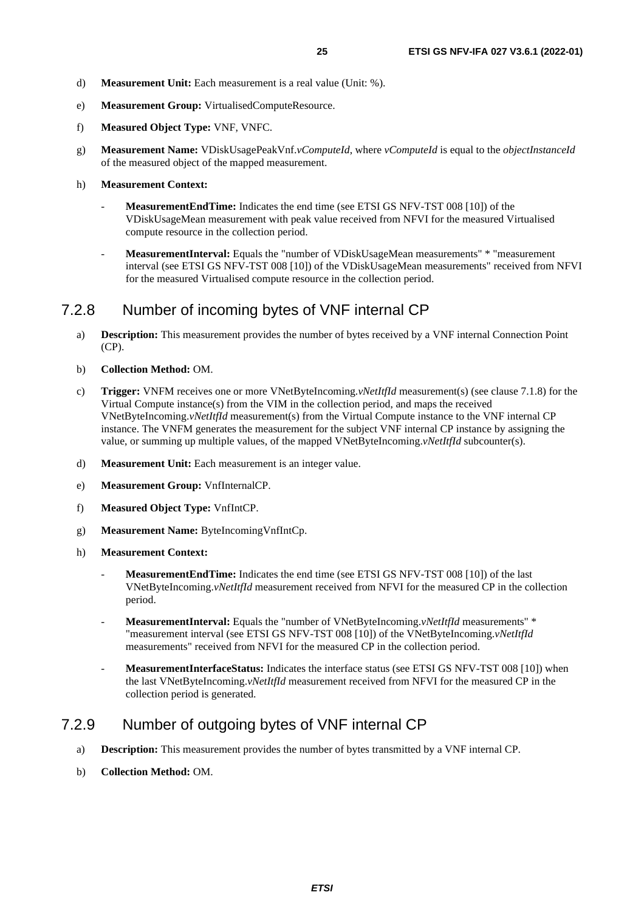d) **Measurement Unit:** Each measurement is a real value (Unit: %).

e) **Measurement Group:** VirtualisedComputeResource.

f) **Measured Object Type:** VNF, VNFC.

g) **Measurement Name:** VDiskUsagePeakVnf.*vComputeId*, where *vComputeId* is equal to the *objectInstanceId* of the measured object of the mapped measurement.

h) **Measurement Context:**

- **MeasurementEndTime:** Indicates the end time (see ETSI GS NFV-TST 008 [10]) of the VDiskUsageMean measurement with peak value received from NFVI for the measured Virtualised compute resource in the collection period.

- **MeasurementInterval:** Equals the "number of VDiskUsageMean measurements" * "measurement interval (see ETSI GS NFV-TST 008 [10]) of the VDiskUsageMean measurements" received from NFVI for the measured Virtualised compute resource in the collection period.

### 7.2.8 Number of incoming bytes of VNF internal CP

a) **Description:** This measurement provides the number of bytes received by a VNF internal Connection Point (CP).

b) **Collection Method:** OM.

c) **Trigger:** VNFM receives one or more VNetByteIncoming.*vNetItfId* measurement(s) (see clause 7.1.8) for the Virtual Compute instance(s) from the VIM in the collection period, and maps the received VNetByteIncoming.*vNetItfId* measurement(s) from the Virtual Compute instance to the VNF internal CP instance. The VNFM generates the measurement for the subject VNF internal CP instance by assigning the value, or summing up multiple values, of the mapped VNetByteIncoming.*vNetItfId* subcounter(s).

d) **Measurement Unit:** Each measurement is an integer value.

e) **Measurement Group:** VnfInternalCP.

f) **Measured Object Type:** VnfIntCP.

g) **Measurement Name:** ByteIncomingVnfIntCp.

h) **Measurement Context:**

- **MeasurementEndTime:** Indicates the end time (see ETSI GS NFV-TST 008 [10]) of the last VNetByteIncoming.*vNetItfId* measurement received from NFVI for the measured CP in the collection period.

- **MeasurementInterval:** Equals the "number of VNetByteIncoming.*vNetItfId* measurements" * "measurement interval (see ETSI GS NFV-TST 008 [10]) of the VNetByteIncoming.*vNetItfId* measurements" received from NFVI for the measured CP in the collection period.

- **MeasurementInterfaceStatus:** Indicates the interface status (see ETSI GS NFV-TST 008 [10]) when the last VNetByteIncoming.*vNetItfId* measurement received from NFVI for the measured CP in the collection period is generated.

### 7.2.9 Number of outgoing bytes of VNF internal CP

a) **Description:** This measurement provides the number of bytes transmitted by a VNF internal CP.

b) **Collection Method:** OM.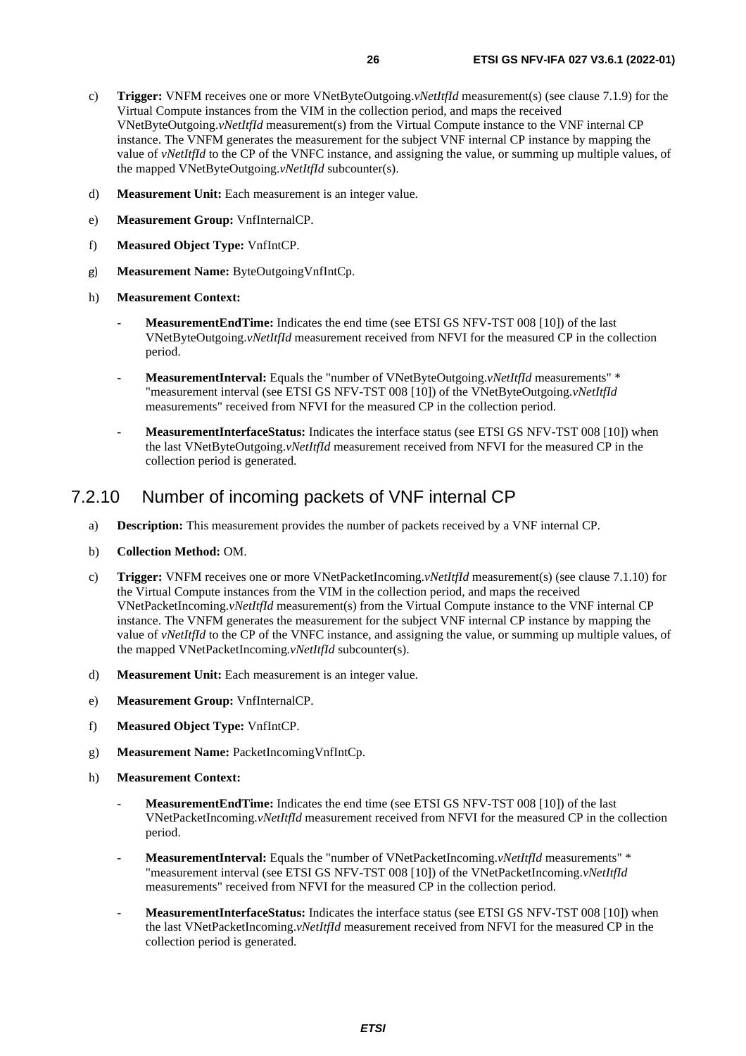c) **Trigger:** VNFM receives one or more VNetByteOutgoing.*vNetItfId* measurement(s) (see clause 7.1.9) for the Virtual Compute instances from the VIM in the collection period, and maps the received VNetByteOutgoing.*vNetItfId* measurement(s) from the Virtual Compute instance to the VNF internal CP instance. The VNFM generates the measurement for the subject VNF internal CP instance by mapping the value of *vNetItfId* to the CP of the VNFC instance, and assigning the value, or summing up multiple values, of the mapped VNetByteOutgoing.*vNetItfId* subcounter(s).

d) **Measurement Unit:** Each measurement is an integer value.

e) **Measurement Group:** VnfInternalCP.

f) **Measured Object Type:** VnfIntCP.

g) **Measurement Name:** ByteOutgoingVnfIntCp.

h) **Measurement Context:**

- **MeasurementEndTime:** Indicates the end time (see ETSI GS NFV-TST 008 [10]) of the last VNetByteOutgoing.*vNetItfId* measurement received from NFVI for the measured CP in the collection period.
- **MeasurementInterval:** Equals the "number of VNetByteOutgoing.*vNetItfId* measurements" * "measurement interval (see ETSI GS NFV-TST 008 [10]) of the VNetByteOutgoing.*vNetItfId* measurements" received from NFVI for the measured CP in the collection period.
- **MeasurementInterfaceStatus:** Indicates the interface status (see ETSI GS NFV-TST 008 [10]) when the last VNetByteOutgoing.*vNetItfId* measurement received from NFVI for the measured CP in the collection period is generated.

### 7.2.10 Number of incoming packets of VNF internal CP

a) **Description:** This measurement provides the number of packets received by a VNF internal CP.

b) **Collection Method:** OM.

c) **Trigger:** VNFM receives one or more VNetPacketIncoming.*vNetItfId* measurement(s) (see clause 7.1.10) for the Virtual Compute instances from the VIM in the collection period, and maps the received VNetPacketIncoming.*vNetItfId* measurement(s) from the Virtual Compute instance to the VNF internal CP instance. The VNFM generates the measurement for the subject VNF internal CP instance by mapping the value of *vNetItfId* to the CP of the VNFC instance, and assigning the value, or summing up multiple values, of the mapped VNetPacketIncoming.*vNetItfId* subcounter(s).

d) **Measurement Unit:** Each measurement is an integer value.

e) **Measurement Group:** VnfInternalCP.

f) **Measured Object Type:** VnfIntCP.

g) **Measurement Name:** PacketIncomingVnfIntCp.

h) **Measurement Context:**

- **MeasurementEndTime:** Indicates the end time (see ETSI GS NFV-TST 008 [10]) of the last VNetPacketIncoming.*vNetItfId* measurement received from NFVI for the measured CP in the collection period.
- **MeasurementInterval:** Equals the "number of VNetPacketIncoming.*vNetItfId* measurements" * "measurement interval (see ETSI GS NFV-TST 008 [10]) of the VNetPacketIncoming.*vNetItfId* measurements" received from NFVI for the measured CP in the collection period.
- **MeasurementInterfaceStatus:** Indicates the interface status (see ETSI GS NFV-TST 008 [10]) when the last VNetPacketIncoming.*vNetItfId* measurement received from NFVI for the measured CP in the collection period is generated.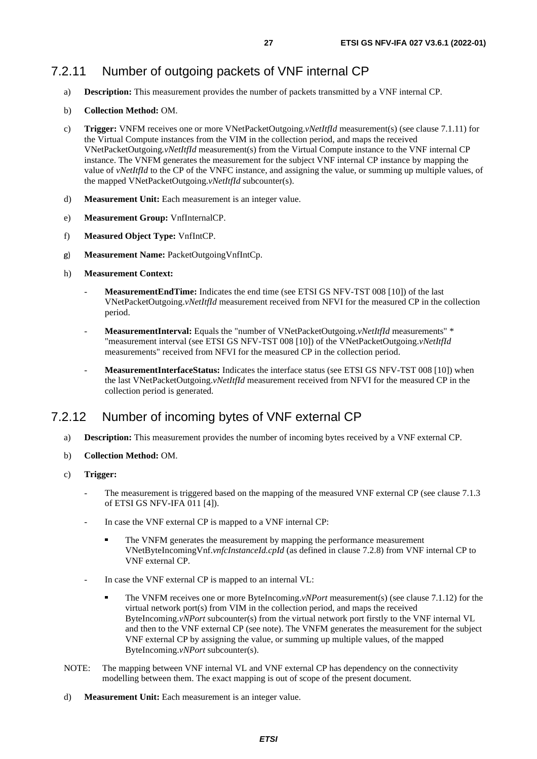### 7.2.11 Number of outgoing packets of VNF internal CP

a) **Description:** This measurement provides the number of packets transmitted by a VNF internal CP.

b) **Collection Method:** OM.

c) **Trigger:** VNFM receives one or more VNetPacketOutgoing.*vNetItfId* measurement(s) (see clause 7.1.11) for the Virtual Compute instances from the VIM in the collection period, and maps the received VNetPacketOutgoing.*vNetItfId* measurement(s) from the Virtual Compute instance to the VNF internal CP instance. The VNFM generates the measurement for the subject VNF internal CP instance by mapping the value of *vNetItfId* to the CP of the VNFC instance, and assigning the value, or summing up multiple values, of the mapped VNetPacketOutgoing.*vNetItfId* subcounter(s).

d) **Measurement Unit:** Each measurement is an integer value.

e) **Measurement Group:** VnfInternalCP.

f) **Measured Object Type:** VnfIntCP.

g) **Measurement Name:** PacketOutgoingVnfIntCp.

h) **Measurement Context:**

- **MeasurementEndTime:** Indicates the end time (see ETSI GS NFV-TST 008 [10]) of the last VNetPacketOutgoing.*vNetItfId* measurement received from NFVI for the measured CP in the collection period.

- **MeasurementInterval:** Equals the "number of VNetPacketOutgoing.*vNetItfId* measurements" * "measurement interval (see ETSI GS NFV-TST 008 [10]) of the VNetPacketOutgoing.*vNetItfId* measurements" received from NFVI for the measured CP in the collection period.

- **MeasurementInterfaceStatus:** Indicates the interface status (see ETSI GS NFV-TST 008 [10]) when the last VNetPacketOutgoing.*vNetItfId* measurement received from NFVI for the measured CP in the collection period is generated.

### 7.2.12 Number of incoming bytes of VNF external CP

a) **Description:** This measurement provides the number of incoming bytes received by a VNF external CP.

b) **Collection Method:** OM.

c) **Trigger:**

- The measurement is triggered based on the mapping of the measured VNF external CP (see clause 7.1.3 of ETSI GS NFV-IFA 011 [4]).

- In case the VNF external CP is mapped to a VNF internal CP:

  - The VNFM generates the measurement by mapping the performance measurement VNetByteIncomingVnf.*vnfcInstanceId.cpId* (as defined in clause 7.2.8) from VNF internal CP to VNF external CP.

- In case the VNF external CP is mapped to an internal VL:

  - The VNFM receives one or more ByteIncoming.*vNPort* measurement(s) (see clause 7.1.12) for the virtual network port(s) from VIM in the collection period, and maps the received ByteIncoming.*vNPort* subcounter(s) from the virtual network port firstly to the VNF internal VL and then to the VNF external CP (see note). The VNFM generates the measurement for the subject VNF external CP by assigning the value, or summing up multiple values, of the mapped ByteIncoming.*vNPort* subcounter(s).

NOTE: The mapping between VNF internal VL and VNF external CP has dependency on the connectivity modelling between them. The exact mapping is out of scope of the present document.

d) **Measurement Unit:** Each measurement is an integer value.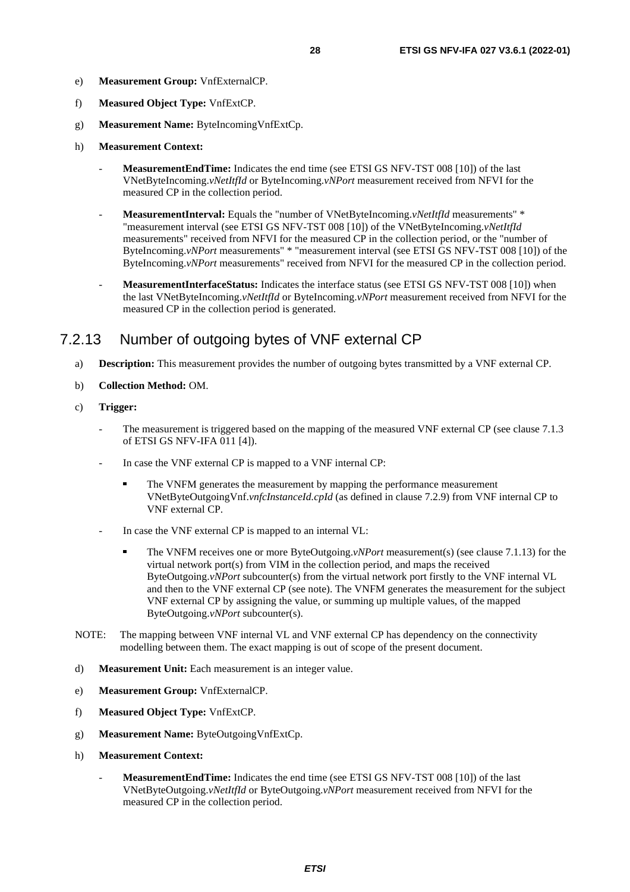e) **Measurement Group:** VnfExternalCP.

f) **Measured Object Type:** VnfExtCP.

g) **Measurement Name:** ByteIncomingVnfExtCp.

h) **Measurement Context:**

- **MeasurementEndTime:** Indicates the end time (see ETSI GS NFV-TST 008 [10]) of the last VNetByteIncoming.*vNetItfId* or ByteIncoming.*vNPort* measurement received from NFVI for the measured CP in the collection period.

- **MeasurementInterval:** Equals the "number of VNetByteIncoming.*vNetItfId* measurements" * "measurement interval (see ETSI GS NFV-TST 008 [10]) of the VNetByteIncoming.*vNetItfId* measurements" received from NFVI for the measured CP in the collection period, or the "number of ByteIncoming.*vNPort* measurements" * "measurement interval (see ETSI GS NFV-TST 008 [10]) of the ByteIncoming.*vNPort* measurements" received from NFVI for the measured CP in the collection period.

- **MeasurementInterfaceStatus:** Indicates the interface status (see ETSI GS NFV-TST 008 [10]) when the last VNetByteIncoming.*vNetItfId* or ByteIncoming.*vNPort* measurement received from NFVI for the measured CP in the collection period is generated.

### 7.2.13 Number of outgoing bytes of VNF external CP

a) **Description:** This measurement provides the number of outgoing bytes transmitted by a VNF external CP.

b) **Collection Method:** OM.

c) **Trigger:**

- The measurement is triggered based on the mapping of the measured VNF external CP (see clause 7.1.3 of ETSI GS NFV-IFA 011 [4]).

- In case the VNF external CP is mapped to a VNF internal CP:

  - The VNFM generates the measurement by mapping the performance measurement VNetByteOutgoingVnf.*vnfcInstanceId.cpId* (as defined in clause 7.2.9) from VNF internal CP to VNF external CP.

- In case the VNF external CP is mapped to an internal VL:

  - The VNFM receives one or more ByteOutgoing.*vNPort* measurement(s) (see clause 7.1.13) for the virtual network port(s) from VIM in the collection period, and maps the received ByteOutgoing.*vNPort* subcounter(s) from the virtual network port firstly to the VNF internal VL and then to the VNF external CP (see note). The VNFM generates the measurement for the subject VNF external CP by assigning the value, or summing up multiple values, of the mapped ByteOutgoing.*vNPort* subcounter(s).

NOTE: The mapping between VNF internal VL and VNF external CP has dependency on the connectivity modelling between them. The exact mapping is out of scope of the present document.

d) **Measurement Unit:** Each measurement is an integer value.

e) **Measurement Group:** VnfExternalCP.

f) **Measured Object Type:** VnfExtCP.

g) **Measurement Name:** ByteOutgoingVnfExtCp.

h) **Measurement Context:**

- **MeasurementEndTime:** Indicates the end time (see ETSI GS NFV-TST 008 [10]) of the last VNetByteOutgoing.*vNetItfId* or ByteOutgoing.*vNPort* measurement received from NFVI for the measured CP in the collection period.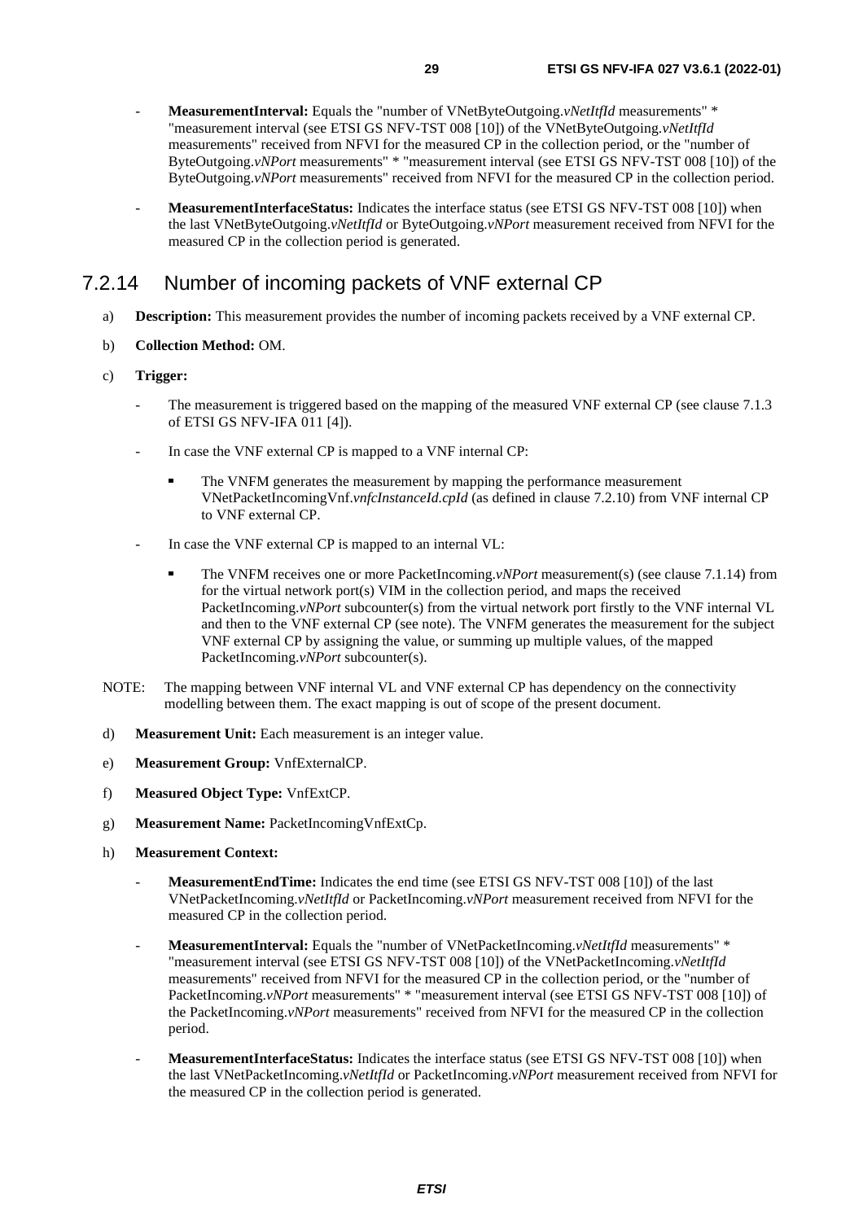- **MeasurementInterval:** Equals the "number of VNetByteOutgoing.*vNetItfId* measurements" * "measurement interval (see ETSI GS NFV-TST 008 [10]) of the VNetByteOutgoing.*vNetItfId* measurements" received from NFVI for the measured CP in the collection period, or the "number of ByteOutgoing.*vNPort* measurements" * "measurement interval (see ETSI GS NFV-TST 008 [10]) of the ByteOutgoing.*vNPort* measurements" received from NFVI for the measured CP in the collection period.

- **MeasurementInterfaceStatus:** Indicates the interface status (see ETSI GS NFV-TST 008 [10]) when the last VNetByteOutgoing.*vNetItfId* or ByteOutgoing.*vNPort* measurement received from NFVI for the measured CP in the collection period is generated.

### 7.2.14 Number of incoming packets of VNF external CP

a) **Description:** This measurement provides the number of incoming packets received by a VNF external CP.

b) **Collection Method:** OM.

c) **Trigger:**

- The measurement is triggered based on the mapping of the measured VNF external CP (see clause 7.1.3 of ETSI GS NFV-IFA 011 [4]).

- In case the VNF external CP is mapped to a VNF internal CP:

  - The VNFM generates the measurement by mapping the performance measurement VNetPacketIncomingVnf.*vnfcInstanceId.cpId* (as defined in clause 7.2.10) from VNF internal CP to VNF external CP.

- In case the VNF external CP is mapped to an internal VL:

  - The VNFM receives one or more PacketIncoming.*vNPort* measurement(s) (see clause 7.1.14) from for the virtual network port(s) VIM in the collection period, and maps the received PacketIncoming.*vNPort* subcounter(s) from the virtual network port firstly to the VNF internal VL and then to the VNF external CP (see note). The VNFM generates the measurement for the subject VNF external CP by assigning the value, or summing up multiple values, of the mapped PacketIncoming.*vNPort* subcounter(s).

NOTE: The mapping between VNF internal VL and VNF external CP has dependency on the connectivity modelling between them. The exact mapping is out of scope of the present document.

d) **Measurement Unit:** Each measurement is an integer value.

e) **Measurement Group:** VnfExternalCP.

f) **Measured Object Type:** VnfExtCP.

g) **Measurement Name:** PacketIncomingVnfExtCp.

h) **Measurement Context:**

- **MeasurementEndTime:** Indicates the end time (see ETSI GS NFV-TST 008 [10]) of the last VNetPacketIncoming.*vNetItfId* or PacketIncoming.*vNPort* measurement received from NFVI for the measured CP in the collection period.

- **MeasurementInterval:** Equals the "number of VNetPacketIncoming.*vNetItfId* measurements" * "measurement interval (see ETSI GS NFV-TST 008 [10]) of the VNetPacketIncoming.*vNetItfId* measurements" received from NFVI for the measured CP in the collection period, or the "number of PacketIncoming.*vNPort* measurements" * "measurement interval (see ETSI GS NFV-TST 008 [10]) of the PacketIncoming.*vNPort* measurements" received from NFVI for the measured CP in the collection period.

- **MeasurementInterfaceStatus:** Indicates the interface status (see ETSI GS NFV-TST 008 [10]) when the last VNetPacketIncoming.*vNetItfId* or PacketIncoming.*vNPort* measurement received from NFVI for the measured CP in the collection period is generated.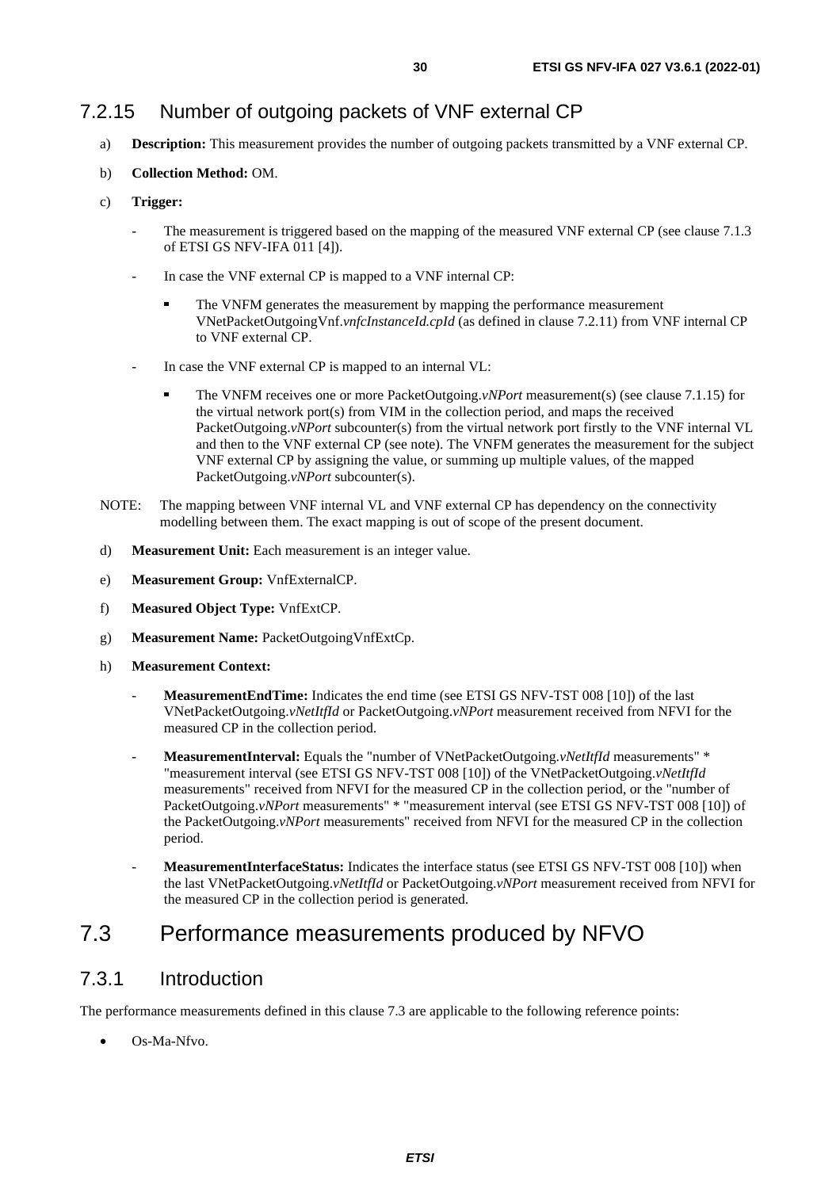### 7.2.15 Number of outgoing packets of VNF external CP

a) **Description:** This measurement provides the number of outgoing packets transmitted by a VNF external CP.

b) **Collection Method:** OM.

c) **Trigger:**

- The measurement is triggered based on the mapping of the measured VNF external CP (see clause 7.1.3 of ETSI GS NFV-IFA 011 [4]).
- In case the VNF external CP is mapped to a VNF internal CP:
  - The VNFM generates the measurement by mapping the performance measurement VNetPacketOutgoingVnf.*vnfcInstanceId.cpId* (as defined in clause 7.2.11) from VNF internal CP to VNF external CP.
- In case the VNF external CP is mapped to an internal VL:
  - The VNFM receives one or more PacketOutgoing.*vNPort* measurement(s) (see clause 7.1.15) for the virtual network port(s) from VIM in the collection period, and maps the received PacketOutgoing.*vNPort* subcounter(s) from the virtual network port firstly to the VNF internal VL and then to the VNF external CP (see note). The VNFM generates the measurement for the subject VNF external CP by assigning the value, or summing up multiple values, of the mapped PacketOutgoing.*vNPort* subcounter(s).

NOTE: The mapping between VNF internal VL and VNF external CP has dependency on the connectivity modelling between them. The exact mapping is out of scope of the present document.

d) **Measurement Unit:** Each measurement is an integer value.

e) **Measurement Group:** VnfExternalCP.

f) **Measured Object Type:** VnfExtCP.

g) **Measurement Name:** PacketOutgoingVnfExtCp.

h) **Measurement Context:**

- **MeasurementEndTime:** Indicates the end time (see ETSI GS NFV-TST 008 [10]) of the last VNetPacketOutgoing.*vNetItfId* or PacketOutgoing.*vNPort* measurement received from NFVI for the measured CP in the collection period.
- **MeasurementInterval:** Equals the "number of VNetPacketOutgoing.*vNetItfId* measurements" * "measurement interval (see ETSI GS NFV-TST 008 [10]) of the VNetPacketOutgoing.*vNetItfId* measurements" received from NFVI for the measured CP in the collection period, or the "number of PacketOutgoing.*vNPort* measurements" * "measurement interval (see ETSI GS NFV-TST 008 [10]) of the PacketOutgoing.*vNPort* measurements" received from NFVI for the measured CP in the collection period.
- **MeasurementInterfaceStatus:** Indicates the interface status (see ETSI GS NFV-TST 008 [10]) when the last VNetPacketOutgoing.*vNetItfId* or PacketOutgoing.*vNPort* measurement received from NFVI for the measured CP in the collection period is generated.

## 7.3 Performance measurements produced by NFVO

### 7.3.1 Introduction

The performance measurements defined in this clause 7.3 are applicable to the following reference points:

- Os-Ma-Nfvo.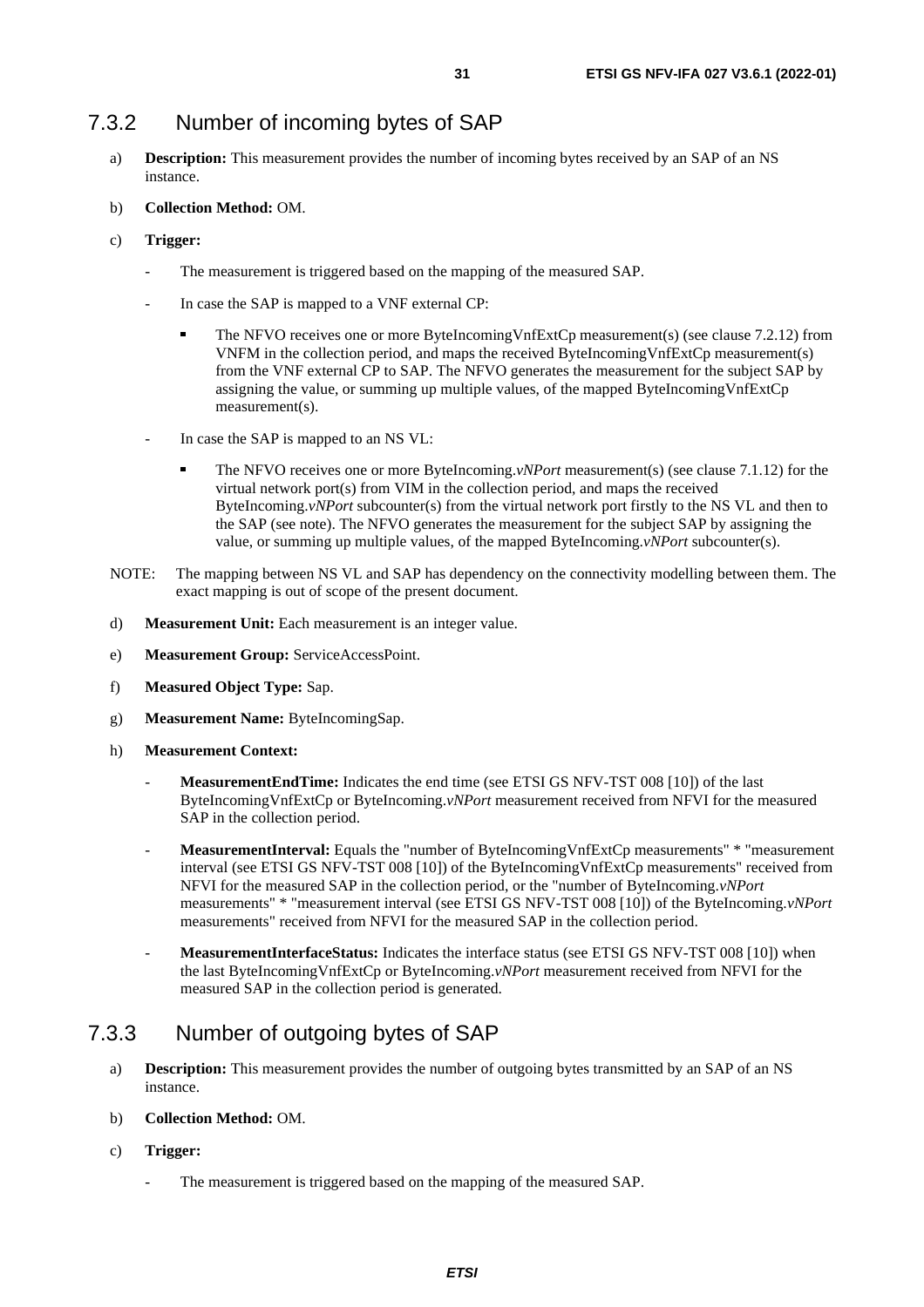### 7.3.2 Number of incoming bytes of SAP

a) **Description:** This measurement provides the number of incoming bytes received by an SAP of an NS instance.

b) **Collection Method:** OM.

c) **Trigger:**

- The measurement is triggered based on the mapping of the measured SAP.
- In case the SAP is mapped to a VNF external CP:
  - The NFVO receives one or more ByteIncomingVnfExtCp measurement(s) (see clause 7.2.12) from VNFM in the collection period, and maps the received ByteIncomingVnfExtCp measurement(s) from the VNF external CP to SAP. The NFVO generates the measurement for the subject SAP by assigning the value, or summing up multiple values, of the mapped ByteIncomingVnfExtCp measurement(s).
- In case the SAP is mapped to an NS VL:
  - The NFVO receives one or more ByteIncoming.*vNPort* measurement(s) (see clause 7.1.12) for the virtual network port(s) from VIM in the collection period, and maps the received ByteIncoming.*vNPort* subcounter(s) from the virtual network port firstly to the NS VL and then to the SAP (see note). The NFVO generates the measurement for the subject SAP by assigning the value, or summing up multiple values, of the mapped ByteIncoming.*vNPort* subcounter(s).

NOTE: The mapping between NS VL and SAP has dependency on the connectivity modelling between them. The exact mapping is out of scope of the present document.

d) **Measurement Unit:** Each measurement is an integer value.

e) **Measurement Group:** ServiceAccessPoint.

f) **Measured Object Type:** Sap.

g) **Measurement Name:** ByteIncomingSap.

h) **Measurement Context:**

- **MeasurementEndTime:** Indicates the end time (see ETSI GS NFV-TST 008 [10]) of the last ByteIncomingVnfExtCp or ByteIncoming.*vNPort* measurement received from NFVI for the measured SAP in the collection period.
- **MeasurementInterval:** Equals the "number of ByteIncomingVnfExtCp measurements" * "measurement interval (see ETSI GS NFV-TST 008 [10]) of the ByteIncomingVnfExtCp measurements" received from NFVI for the measured SAP in the collection period, or the "number of ByteIncoming.*vNPort* measurements" * "measurement interval (see ETSI GS NFV-TST 008 [10]) of the ByteIncoming.*vNPort* measurements" received from NFVI for the measured SAP in the collection period.
- **MeasurementInterfaceStatus:** Indicates the interface status (see ETSI GS NFV-TST 008 [10]) when the last ByteIncomingVnfExtCp or ByteIncoming.*vNPort* measurement received from NFVI for the measured SAP in the collection period is generated.

### 7.3.3 Number of outgoing bytes of SAP

a) **Description:** This measurement provides the number of outgoing bytes transmitted by an SAP of an NS instance.

b) **Collection Method:** OM.

c) **Trigger:**

- The measurement is triggered based on the mapping of the measured SAP.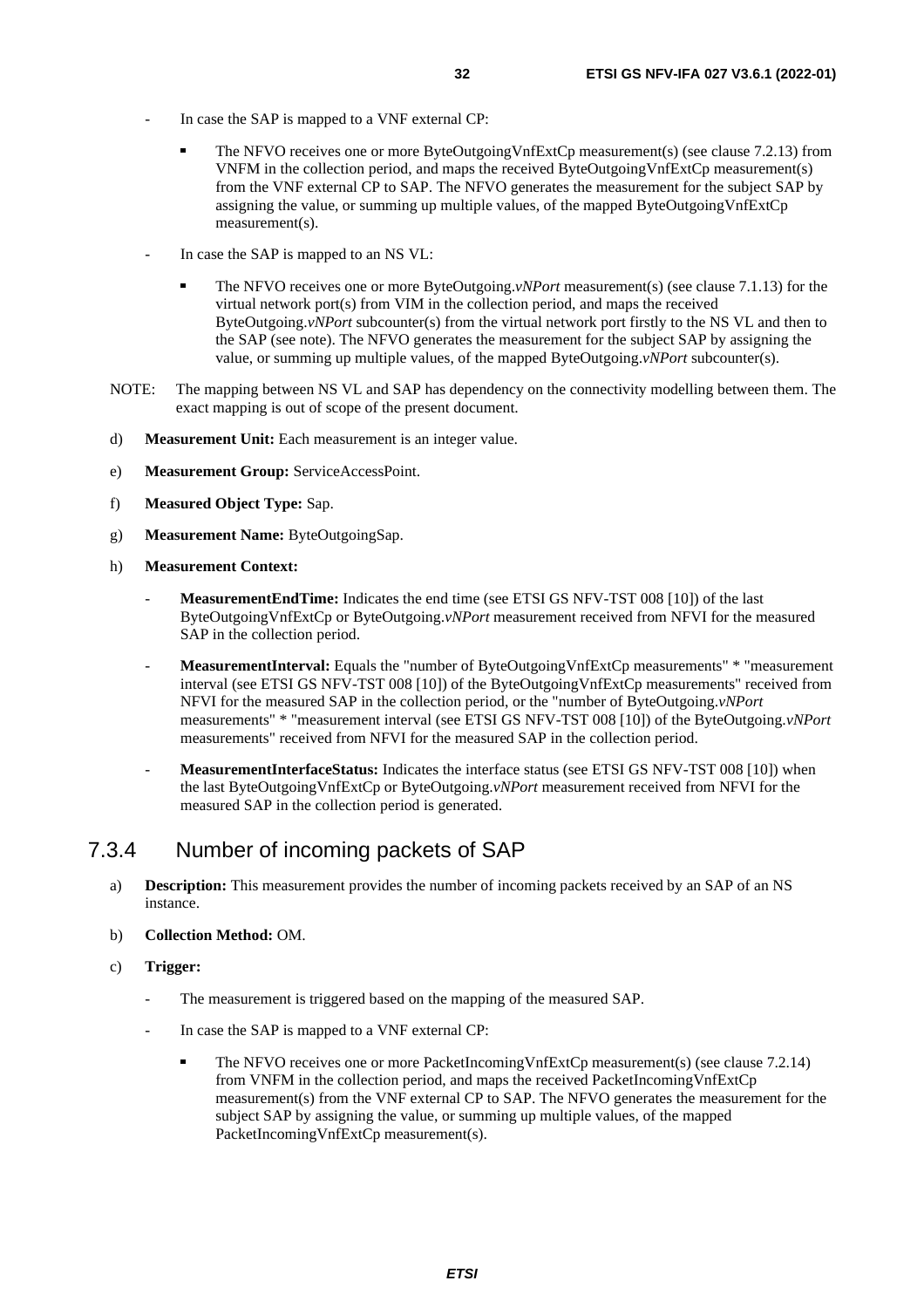- In case the SAP is mapped to a VNF external CP:

    - The NFVO receives one or more ByteOutgoingVnfExtCp measurement(s) (see clause 7.2.13) from VNFM in the collection period, and maps the received ByteOutgoingVnfExtCp measurement(s) from the VNF external CP to SAP. The NFVO generates the measurement for the subject SAP by assigning the value, or summing up multiple values, of the mapped ByteOutgoingVnfExtCp measurement(s).

- In case the SAP is mapped to an NS VL:

    - The NFVO receives one or more ByteOutgoing.*vNPort* measurement(s) (see clause 7.1.13) for the virtual network port(s) from VIM in the collection period, and maps the received ByteOutgoing.*vNPort* subcounter(s) from the virtual network port firstly to the NS VL and then to the SAP (see note). The NFVO generates the measurement for the subject SAP by assigning the value, or summing up multiple values, of the mapped ByteOutgoing.*vNPort* subcounter(s).

NOTE: The mapping between NS VL and SAP has dependency on the connectivity modelling between them. The exact mapping is out of scope of the present document.

d) **Measurement Unit:** Each measurement is an integer value.

e) **Measurement Group:** ServiceAccessPoint.

f) **Measured Object Type:** Sap.

g) **Measurement Name:** ByteOutgoingSap.

h) **Measurement Context:**

- **MeasurementEndTime:** Indicates the end time (see ETSI GS NFV-TST 008 [10]) of the last ByteOutgoingVnfExtCp or ByteOutgoing.*vNPort* measurement received from NFVI for the measured SAP in the collection period.

- **MeasurementInterval:** Equals the "number of ByteOutgoingVnfExtCp measurements" * "measurement interval (see ETSI GS NFV-TST 008 [10]) of the ByteOutgoingVnfExtCp measurements" received from NFVI for the measured SAP in the collection period, or the "number of ByteOutgoing.*vNPort* measurements" * "measurement interval (see ETSI GS NFV-TST 008 [10]) of the ByteOutgoing.*vNPort* measurements" received from NFVI for the measured SAP in the collection period.

- **MeasurementInterfaceStatus:** Indicates the interface status (see ETSI GS NFV-TST 008 [10]) when the last ByteOutgoingVnfExtCp or ByteOutgoing.*vNPort* measurement received from NFVI for the measured SAP in the collection period is generated.

### 7.3.4 Number of incoming packets of SAP

a) **Description:** This measurement provides the number of incoming packets received by an SAP of an NS instance.

b) **Collection Method:** OM.

c) **Trigger:**

- The measurement is triggered based on the mapping of the measured SAP.

- In case the SAP is mapped to a VNF external CP:

    - The NFVO receives one or more PacketIncomingVnfExtCp measurement(s) (see clause 7.2.14) from VNFM in the collection period, and maps the received PacketIncomingVnfExtCp measurement(s) from the VNF external CP to SAP. The NFVO generates the measurement for the subject SAP by assigning the value, or summing up multiple values, of the mapped PacketIncomingVnfExtCp measurement(s).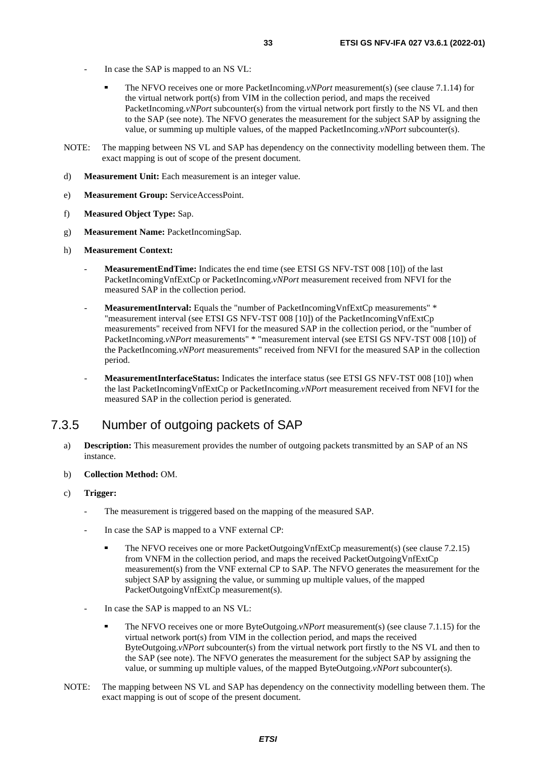- In case the SAP is mapped to an NS VL:

  - The NFVO receives one or more PacketIncoming.*vNPort* measurement(s) (see clause 7.1.14) for the virtual network port(s) from VIM in the collection period, and maps the received PacketIncoming.*vNPort* subcounter(s) from the virtual network port firstly to the NS VL and then to the SAP (see note). The NFVO generates the measurement for the subject SAP by assigning the value, or summing up multiple values, of the mapped PacketIncoming.*vNPort* subcounter(s).

NOTE: The mapping between NS VL and SAP has dependency on the connectivity modelling between them. The exact mapping is out of scope of the present document.

d) **Measurement Unit:** Each measurement is an integer value.

e) **Measurement Group:** ServiceAccessPoint.

f) **Measured Object Type:** Sap.

g) **Measurement Name:** PacketIncomingSap.

h) **Measurement Context:**

- **MeasurementEndTime:** Indicates the end time (see ETSI GS NFV-TST 008 [10]) of the last PacketIncomingVnfExtCp or PacketIncoming.*vNPort* measurement received from NFVI for the measured SAP in the collection period.

- **MeasurementInterval:** Equals the "number of PacketIncomingVnfExtCp measurements" * "measurement interval (see ETSI GS NFV-TST 008 [10]) of the PacketIncomingVnfExtCp measurements" received from NFVI for the measured SAP in the collection period, or the "number of PacketIncoming.*vNPort* measurements" * "measurement interval (see ETSI GS NFV-TST 008 [10]) of the PacketIncoming.*vNPort* measurements" received from NFVI for the measured SAP in the collection period.

- **MeasurementInterfaceStatus:** Indicates the interface status (see ETSI GS NFV-TST 008 [10]) when the last PacketIncomingVnfExtCp or PacketIncoming.*vNPort* measurement received from NFVI for the measured SAP in the collection period is generated.

### 7.3.5 Number of outgoing packets of SAP

a) **Description:** This measurement provides the number of outgoing packets transmitted by an SAP of an NS instance.

b) **Collection Method:** OM.

c) **Trigger:**

- The measurement is triggered based on the mapping of the measured SAP.

- In case the SAP is mapped to a VNF external CP:

  - The NFVO receives one or more PacketOutgoingVnfExtCp measurement(s) (see clause 7.2.15) from VNFM in the collection period, and maps the received PacketOutgoingVnfExtCp measurement(s) from the VNF external CP to SAP. The NFVO generates the measurement for the subject SAP by assigning the value, or summing up multiple values, of the mapped PacketOutgoingVnfExtCp measurement(s).

- In case the SAP is mapped to an NS VL:

  - The NFVO receives one or more ByteOutgoing.*vNPort* measurement(s) (see clause 7.1.15) for the virtual network port(s) from VIM in the collection period, and maps the received ByteOutgoing.*vNPort* subcounter(s) from the virtual network port firstly to the NS VL and then to the SAP (see note). The NFVO generates the measurement for the subject SAP by assigning the value, or summing up multiple values, of the mapped ByteOutgoing.*vNPort* subcounter(s).

NOTE: The mapping between NS VL and SAP has dependency on the connectivity modelling between them. The exact mapping is out of scope of the present document.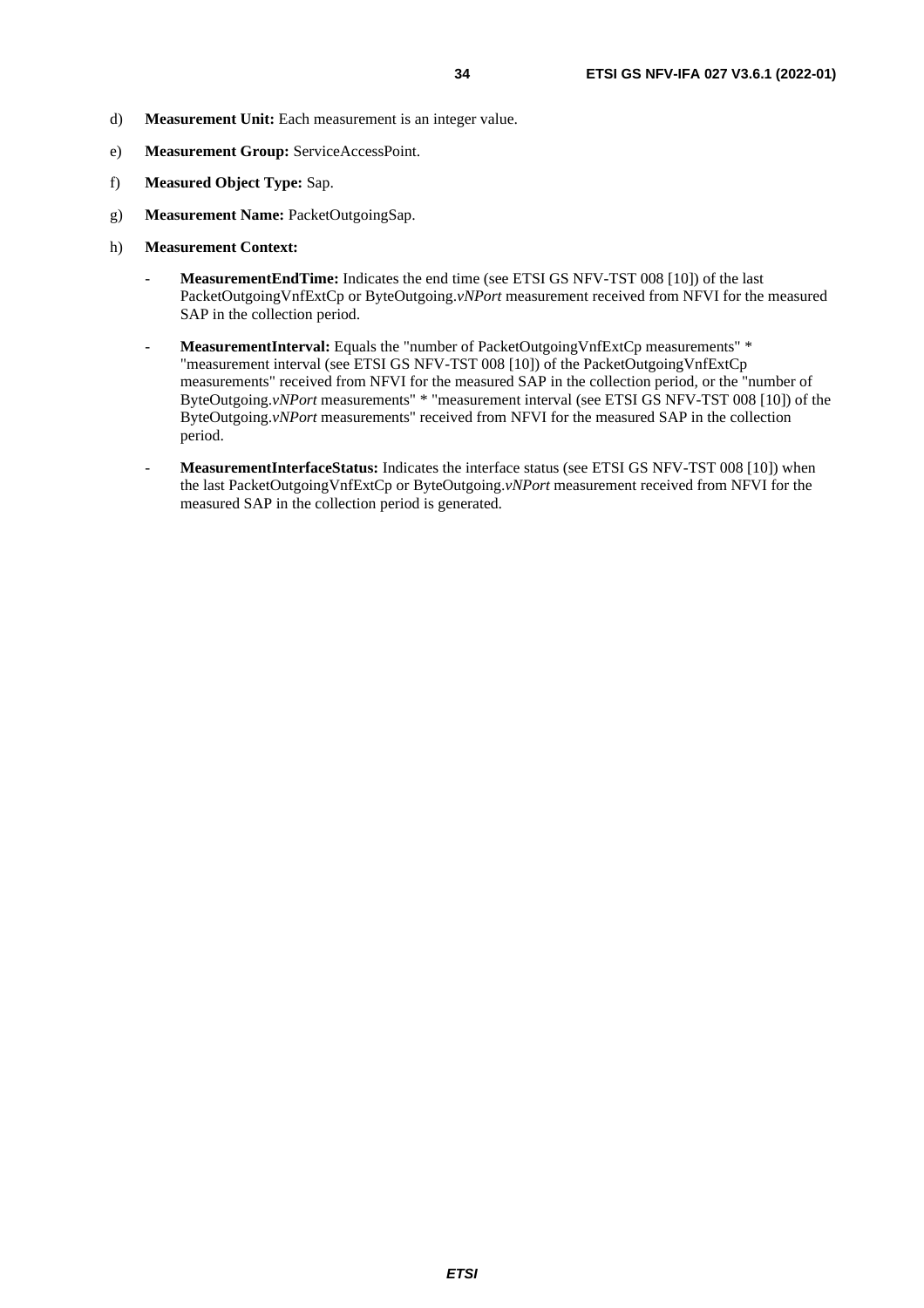d) **Measurement Unit:** Each measurement is an integer value.

e) **Measurement Group:** ServiceAccessPoint.

f) **Measured Object Type:** Sap.

g) **Measurement Name:** PacketOutgoingSap.

h) **Measurement Context:**

- **MeasurementEndTime:** Indicates the end time (see ETSI GS NFV-TST 008 [10]) of the last PacketOutgoingVnfExtCp or ByteOutgoing.*vNPort* measurement received from NFVI for the measured SAP in the collection period.

- **MeasurementInterval:** Equals the "number of PacketOutgoingVnfExtCp measurements" * "measurement interval (see ETSI GS NFV-TST 008 [10]) of the PacketOutgoingVnfExtCp measurements" received from NFVI for the measured SAP in the collection period, or the "number of ByteOutgoing.*vNPort* measurements" * "measurement interval (see ETSI GS NFV-TST 008 [10]) of the ByteOutgoing.*vNPort* measurements" received from NFVI for the measured SAP in the collection period.

- **MeasurementInterfaceStatus:** Indicates the interface status (see ETSI GS NFV-TST 008 [10]) when the last PacketOutgoingVnfExtCp or ByteOutgoing.*vNPort* measurement received from NFVI for the measured SAP in the collection period is generated.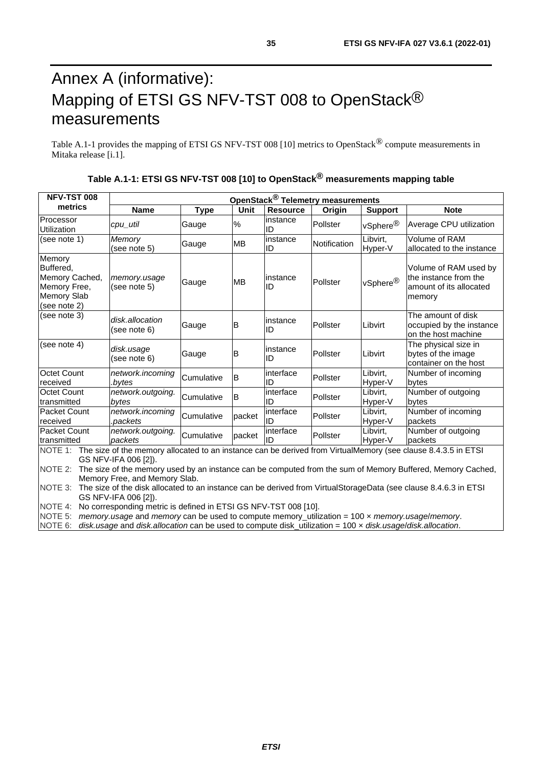# Annex A (informative): Mapping of ETSI GS NFV-TST 008 to OpenStack® measurements

Table A.1-1 provides the mapping of ETSI GS NFV-TST 008 [10] metrics to OpenStack® compute measurements in Mitaka release [i.1].

**Table A.1-1: ETSI GS NFV-TST 008 [10] to OpenStack® measurements mapping table**

| NFV-TST 008 metrics | OpenStack® Telemetry measurements | | | | | | |
|---|---|---|---|---|---|---|---|
| | **Name** | **Type** | **Unit** | **Resource** | **Origin** | **Support** | **Note** |
| Processor Utilization | *cpu_util* | Gauge | % | instance ID | Pollster | vSphere® | Average CPU utilization |
| (see note 1) | *Memory* (see note 5) | Gauge | MB | instance ID | Notification | Libvirt, Hyper-V | Volume of RAM allocated to the instance |
| Memory Buffered, Memory Cached, Memory Free, Memory Slab (see note 2) | *memory.usage* (see note 5) | Gauge | MB | instance ID | Pollster | vSphere® | Volume of RAM used by the instance from the amount of its allocated memory |
| (see note 3) | *disk.allocation* (see note 6) | Gauge | B | instance ID | Pollster | Libvirt | The amount of disk occupied by the instance on the host machine |
| (see note 4) | *disk.usage* (see note 6) | Gauge | B | instance ID | Pollster | Libvirt | The physical size in bytes of the image container on the host |
| Octet Count received | *network.incoming.bytes* | Cumulative | B | interface ID | Pollster | Libvirt, Hyper-V | Number of incoming bytes |
| Octet Count transmitted | *network.outgoing.bytes* | Cumulative | B | interface ID | Pollster | Libvirt, Hyper-V | Number of outgoing bytes |
| Packet Count received | *network.incoming.packets* | Cumulative | packet | interface ID | Pollster | Libvirt, Hyper-V | Number of incoming packets |
| Packet Count transmitted | *network.outgoing.packets* | Cumulative | packet | interface ID | Pollster | Libvirt, Hyper-V | Number of outgoing packets |

NOTE 1: The size of the memory allocated to an instance can be derived from VirtualMemory (see clause 8.4.3.5 in ETSI GS NFV-IFA 006 [2]).

NOTE 2: The size of the memory used by an instance can be computed from the sum of Memory Buffered, Memory Cached, Memory Free, and Memory Slab.

NOTE 3: The size of the disk allocated to an instance can be derived from VirtualStorageData (see clause 8.4.6.3 in ETSI GS NFV-IFA 006 [2]).

NOTE 4: No corresponding metric is defined in ETSI GS NFV-TST 008 [10].

NOTE 5: *memory.usage* and *memory* can be used to compute memory_utilization = 100 × *memory.usage*/*memory*.

NOTE 6: *disk.usage* and *disk.allocation* can be used to compute disk_utilization = 100 × *disk.usage*/*disk.allocation*.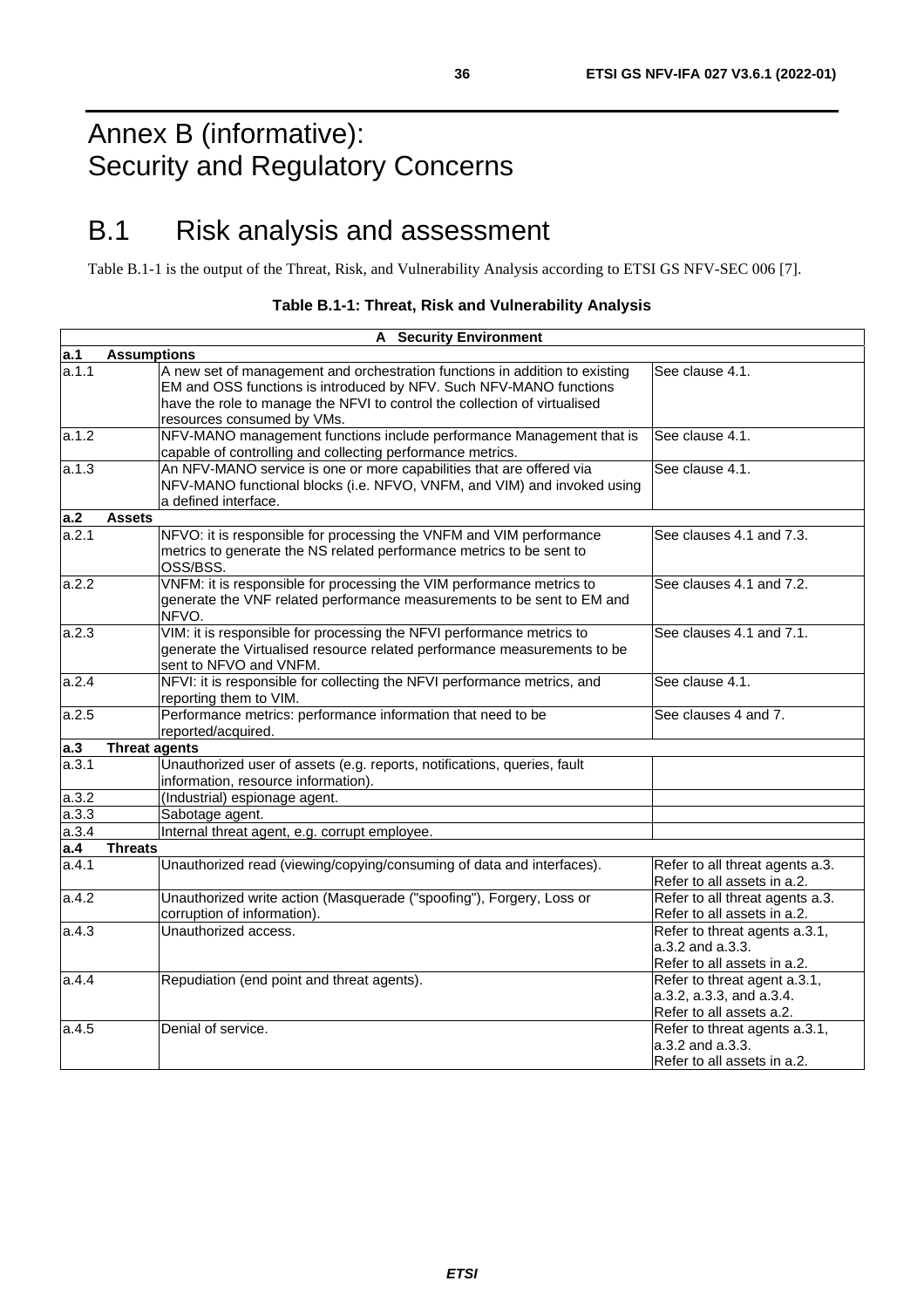# Annex B (informative): Security and Regulatory Concerns

## B.1 Risk analysis and assessment

Table B.1-1 is the output of the Threat, Risk, and Vulnerability Analysis according to ETSI GS NFV-SEC 006 [7].

**Table B.1-1: Threat, Risk and Vulnerability Analysis**

| **A Security Environment** | | |
|---|---|---|
| **a.1 Assumptions** | | |
| a.1.1 | A new set of management and orchestration functions in addition to existing EM and OSS functions is introduced by NFV. Such NFV-MANO functions have the role to manage the NFVI to control the collection of virtualised resources consumed by VMs. | See clause 4.1. |
| a.1.2 | NFV-MANO management functions include performance Management that is capable of controlling and collecting performance metrics. | See clause 4.1. |
| a.1.3 | An NFV-MANO service is one or more capabilities that are offered via NFV-MANO functional blocks (i.e. NFVO, VNFM, and VIM) and invoked using a defined interface. | See clause 4.1. |
| **a.2 Assets** | | |
| a.2.1 | NFVO: it is responsible for processing the VNFM and VIM performance metrics to generate the NS related performance metrics to be sent to OSS/BSS. | See clauses 4.1 and 7.3. |
| a.2.2 | VNFM: it is responsible for processing the VIM performance metrics to generate the VNF related performance measurements to be sent to EM and NFVO. | See clauses 4.1 and 7.2. |
| a.2.3 | VIM: it is responsible for processing the NFVI performance metrics to generate the Virtualised resource related performance measurements to be sent to NFVO and VNFM. | See clauses 4.1 and 7.1. |
| a.2.4 | NFVI: it is responsible for collecting the NFVI performance metrics, and reporting them to VIM. | See clause 4.1. |
| a.2.5 | Performance metrics: performance information that need to be reported/acquired. | See clauses 4 and 7. |
| **a.3 Threat agents** | | |
| a.3.1 | Unauthorized user of assets (e.g. reports, notifications, queries, fault information, resource information). | |
| a.3.2 | (Industrial) espionage agent. | |
| a.3.3 | Sabotage agent. | |
| a.3.4 | Internal threat agent, e.g. corrupt employee. | |
| **a.4 Threats** | | |
| a.4.1 | Unauthorized read (viewing/copying/consuming of data and interfaces). | Refer to all threat agents a.3. Refer to all assets in a.2. |
| a.4.2 | Unauthorized write action (Masquerade ("spoofing"), Forgery, Loss or corruption of information). | Refer to all threat agents a.3. Refer to all assets in a.2. |
| a.4.3 | Unauthorized access. | Refer to threat agents a.3.1, a.3.2 and a.3.3. Refer to all assets in a.2. |
| a.4.4 | Repudiation (end point and threat agents). | Refer to threat agent a.3.1, a.3.2, a.3.3, and a.3.4. Refer to all assets a.2. |
| a.4.5 | Denial of service. | Refer to threat agents a.3.1, a.3.2 and a.3.3. Refer to all assets in a.2. |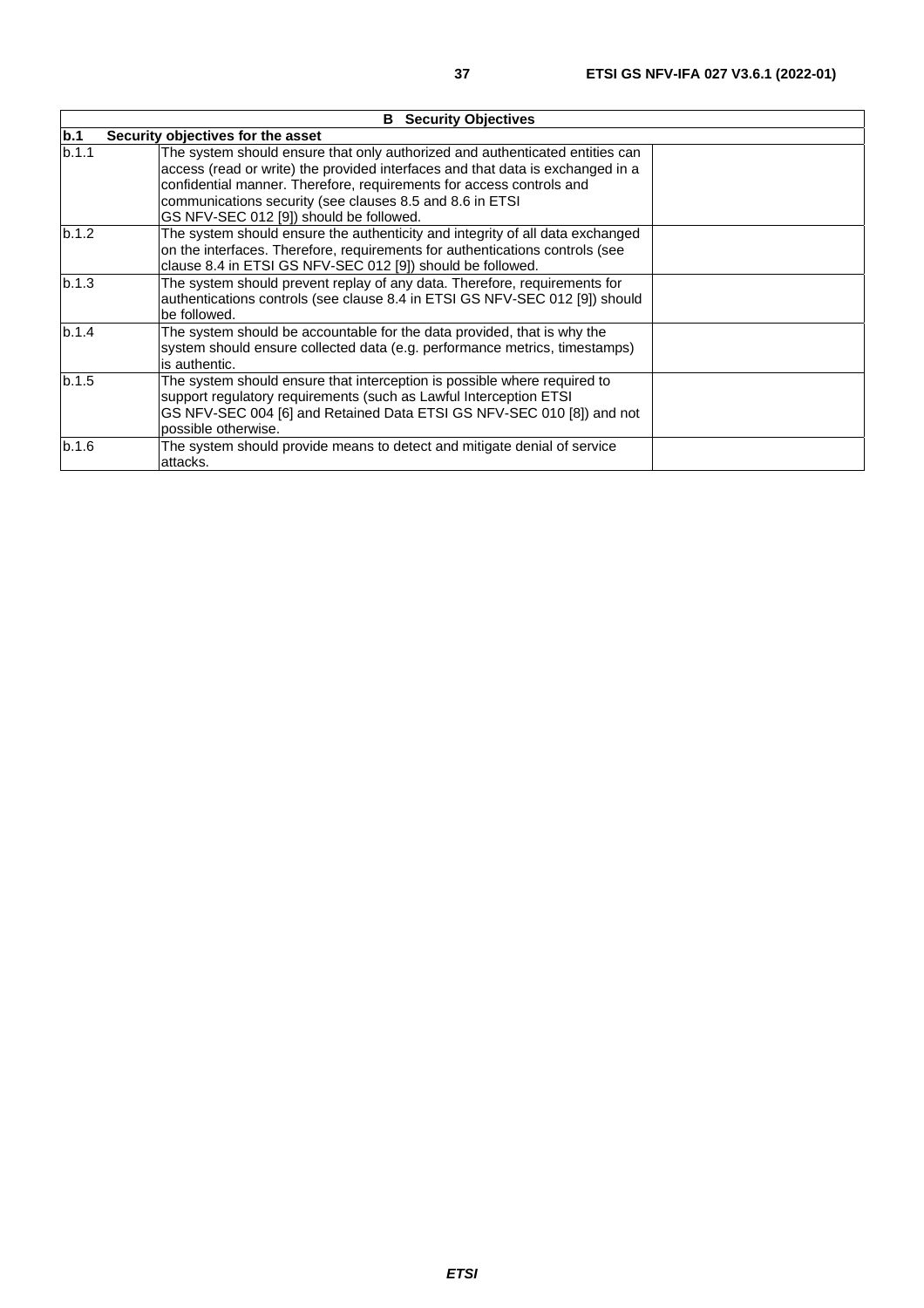| B Security Objectives | | |
|---|---|---|
| **b.1** | **Security objectives for the asset** | |
| b.1.1 | The system should ensure that only authorized and authenticated entities can access (read or write) the provided interfaces and that data is exchanged in a confidential manner. Therefore, requirements for access controls and communications security (see clauses 8.5 and 8.6 in ETSI GS NFV-SEC 012 [9]) should be followed. | |
| b.1.2 | The system should ensure the authenticity and integrity of all data exchanged on the interfaces. Therefore, requirements for authentications controls (see clause 8.4 in ETSI GS NFV-SEC 012 [9]) should be followed. | |
| b.1.3 | The system should prevent replay of any data. Therefore, requirements for authentications controls (see clause 8.4 in ETSI GS NFV-SEC 012 [9]) should be followed. | |
| b.1.4 | The system should be accountable for the data provided, that is why the system should ensure collected data (e.g. performance metrics, timestamps) is authentic. | |
| b.1.5 | The system should ensure that interception is possible where required to support regulatory requirements (such as Lawful Interception ETSI GS NFV-SEC 004 [6] and Retained Data ETSI GS NFV-SEC 010 [8]) and not possible otherwise. | |
| b.1.6 | The system should provide means to detect and mitigate denial of service attacks. | |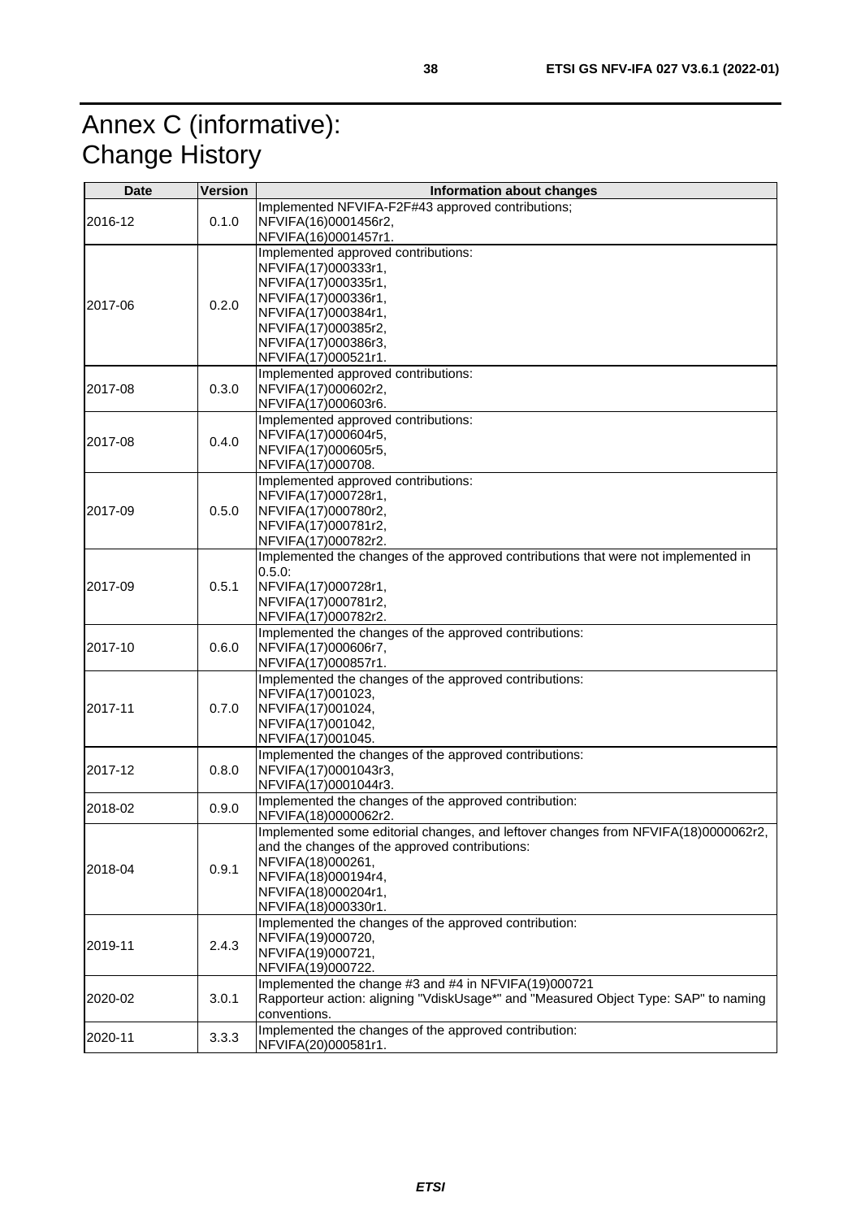# Annex C (informative): Change History

| Date | Version | Information about changes |
|---|---|---|
| 2016-12 | 0.1.0 | Implemented NFVIFA-F2F#43 approved contributions;<br>NFVIFA(16)0001456r2,<br>NFVIFA(16)0001457r1. |
| 2017-06 | 0.2.0 | Implemented approved contributions:<br>NFVIFA(17)000333r1,<br>NFVIFA(17)000335r1,<br>NFVIFA(17)000336r1,<br>NFVIFA(17)000384r1,<br>NFVIFA(17)000385r2,<br>NFVIFA(17)000386r3,<br>NFVIFA(17)000521r1. |
| 2017-08 | 0.3.0 | Implemented approved contributions:<br>NFVIFA(17)000602r2,<br>NFVIFA(17)000603r6. |
| 2017-08 | 0.4.0 | Implemented approved contributions:<br>NFVIFA(17)000604r5,<br>NFVIFA(17)000605r5,<br>NFVIFA(17)000708. |
| 2017-09 | 0.5.0 | Implemented approved contributions:<br>NFVIFA(17)000728r1,<br>NFVIFA(17)000780r2,<br>NFVIFA(17)000781r2,<br>NFVIFA(17)000782r2. |
| 2017-09 | 0.5.1 | Implemented the changes of the approved contributions that were not implemented in 0.5.0:<br>NFVIFA(17)000728r1,<br>NFVIFA(17)000781r2,<br>NFVIFA(17)000782r2. |
| 2017-10 | 0.6.0 | Implemented the changes of the approved contributions:<br>NFVIFA(17)000606r7,<br>NFVIFA(17)000857r1. |
| 2017-11 | 0.7.0 | Implemented the changes of the approved contributions:<br>NFVIFA(17)001023,<br>NFVIFA(17)001024,<br>NFVIFA(17)001042,<br>NFVIFA(17)001045. |
| 2017-12 | 0.8.0 | Implemented the changes of the approved contributions:<br>NFVIFA(17)0001043r3,<br>NFVIFA(17)0001044r3. |
| 2018-02 | 0.9.0 | Implemented the changes of the approved contribution:<br>NFVIFA(18)0000062r2. |
| 2018-04 | 0.9.1 | Implemented some editorial changes, and leftover changes from NFVIFA(18)0000062r2, and the changes of the approved contributions:<br>NFVIFA(18)000261,<br>NFVIFA(18)000194r4,<br>NFVIFA(18)000204r1,<br>NFVIFA(18)000330r1. |
| 2019-11 | 2.4.3 | Implemented the changes of the approved contribution:<br>NFVIFA(19)000720,<br>NFVIFA(19)000721,<br>NFVIFA(19)000722. |
| 2020-02 | 3.0.1 | Implemented the change #3 and #4 in NFVIFA(19)000721<br>Rapporteur action: aligning "VdiskUsage*" and "Measured Object Type: SAP" to naming conventions. |
| 2020-11 | 3.3.3 | Implemented the changes of the approved contribution:<br>NFVIFA(20)000581r1. |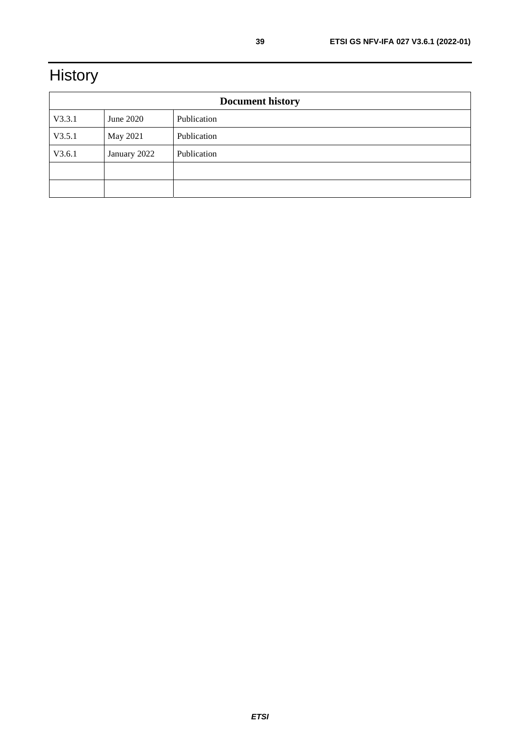# History

| Document history | | |
|---|---|---|
| V3.3.1 | June 2020 | Publication |
| V3.5.1 | May 2021 | Publication |
| V3.6.1 | January 2022 | Publication |
| | | |
| | | |